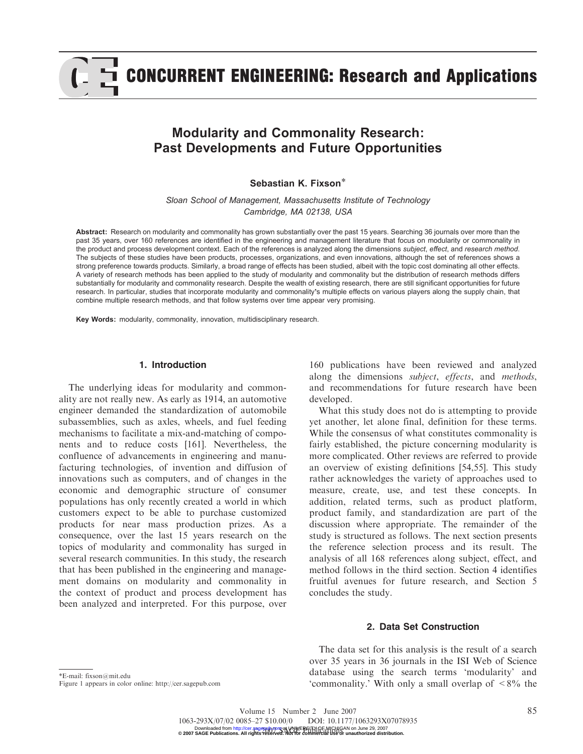# Modularity and Commonality Research: Past Developments and Future Opportunities

**Sebastian K. Fixson***

*Sloan School of Management, Massachusetts Institute of Technology Cambridge, MA 02138, USA*

**Abstract:** Research on modularity and commonality has grown substantially over the past 15 years. Searching 36 journals over more than the past 35 years, over 160 references are identified in the engineering and management literature that focus on modularity or commonality in the product and process development context. Each of the references is analyzed along the dimensions *subject*, *effect*, and *research method*. The subjects of these studies have been products, processes, organizations, and even innovations, although the set of references shows a strong preference towards products. Similarly, a broad range of effects has been studied, albeit with the topic cost dominating all other effects. A variety of research methods has been applied to the study of modularity and commonality but the distribution of research methods differs substantially for modularity and commonality research. Despite the wealth of existing research, there are still significant opportunities for future research. In particular, studies that incorporate modularity and commonality's multiple effects on various players along the supply chain, that combine multiple research methods, and that follow systems over time appear very promising.

**Key Words:** modularity, commonality, innovation, multidisciplinary research.

## 1. Introduction

The underlying ideas for modularity and commonality are not really new. As early as 1914, an automotive engineer demanded the standardization of automobile subassemblies, such as axles, wheels, and fuel feeding mechanisms to facilitate a mix-and-matching of components and to reduce costs [161]. Nevertheless, the confluence of advancements in engineering and manufacturing technologies, of invention and diffusion of innovations such as computers, and of changes in the economic and demographic structure of consumer populations has only recently created a world in which customers expect to be able to purchase customized products for near mass production prizes. As a consequence, over the last 15 years research on the topics of modularity and commonality has surged in several research communities. In this study, the research that has been published in the engineering and management domains on modularity and commonality in the context of product and process development has been analyzed and interpreted. For this purpose, over 160 publications have been reviewed and analyzed along the dimensions *subject*, *effects*, and *methods*, and recommendations for future research have been developed.

What this study does not do is attempting to provide yet another, let alone final, definition for these terms. While the consensus of what constitutes commonality is fairly established, the picture concerning modularity is more complicated. Other reviews are referred to provide an overview of existing definitions [54,55]. This study rather acknowledges the variety of approaches used to measure, create, use, and test these concepts. In addition, related terms, such as product platform, product family, and standardization are part of the discussion where appropriate. The remainder of the study is structured as follows. The next section presents the reference selection process and its result. The analysis of all 168 references along subject, effect, and method follows in the third section. Section 4 identifies fruitful avenues for future research, and Section 5 concludes the study.

## 2. Data Set Construction

The data set for this analysis is the result of a search over 35 years in 36 journals in the ISI Web of Science database using the search terms 'modularity' and 'commonality.' With only a small overlap of <8% the

*E-mail: fixson@mit.edu

Figure 1 appears in color online: http://cer.sagepub.com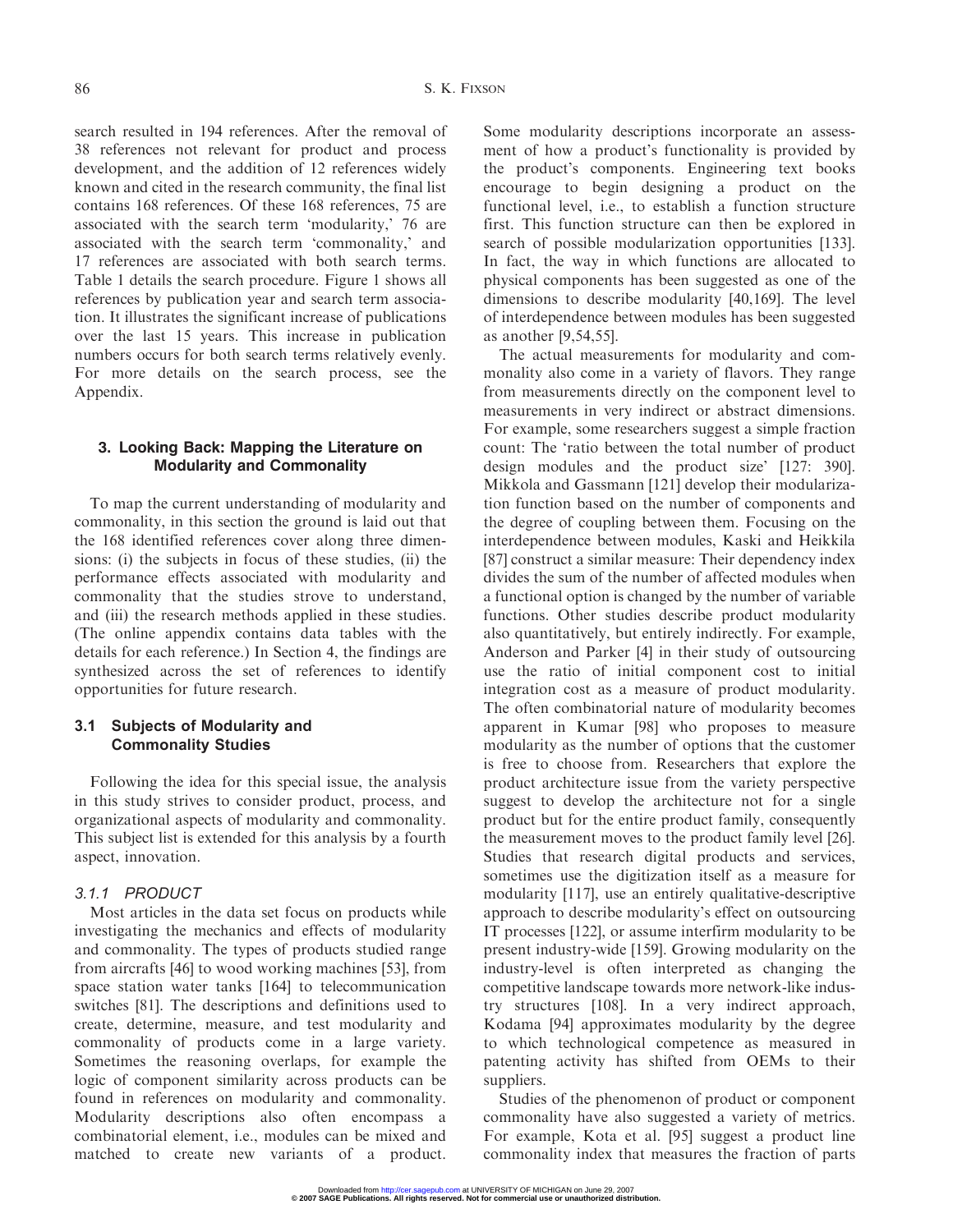search resulted in 194 references. After the removal of 38 references not relevant for product and process development, and the addition of 12 references widely known and cited in the research community, the final list contains 168 references. Of these 168 references, 75 are associated with the search term 'modularity,' 76 are associated with the search term 'commonality,' and 17 references are associated with both search terms. Table 1 details the search procedure. Figure 1 shows all references by publication year and search term association. It illustrates the significant increase of publications over the last 15 years. This increase in publication numbers occurs for both search terms relatively evenly. For more details on the search process, see the Appendix.

## 3. Looking Back: Mapping the Literature on Modularity and Commonality

To map the current understanding of modularity and commonality, in this section the ground is laid out that the 168 identified references cover along three dimensions: (i) the subjects in focus of these studies, (ii) the performance effects associated with modularity and commonality that the studies strove to understand, and (iii) the research methods applied in these studies. (The online appendix contains data tables with the details for each reference.) In Section 4, the findings are synthesized across the set of references to identify opportunities for future research.

### 3.1 Subjects of Modularity and Commonality Studies

Following the idea for this special issue, the analysis in this study strives to consider product, process, and organizational aspects of modularity and commonality. This subject list is extended for this analysis by a fourth aspect, innovation.

#### 3.1.1 PRODUCT

Most articles in the data set focus on products while investigating the mechanics and effects of modularity and commonality. The types of products studied range from aircrafts [46] to wood working machines [53], from space station water tanks [164] to telecommunication switches [81]. The descriptions and definitions used to create, determine, measure, and test modularity and commonality of products come in a large variety. Sometimes the reasoning overlaps, for example the logic of component similarity across products can be found in references on modularity and commonality. Modularity descriptions also often encompass a combinatorial element, i.e., modules can be mixed and matched to create new variants of a product. Some modularity descriptions incorporate an assessment of how a product's functionality is provided by the product's components. Engineering text books encourage to begin designing a product on the functional level, i.e., to establish a function structure first. This function structure can then be explored in search of possible modularization opportunities [133]. In fact, the way in which functions are allocated to physical components has been suggested as one of the dimensions to describe modularity [40,169]. The level of interdependence between modules has been suggested as another [9,54,55].

The actual measurements for modularity and commonality also come in a variety of flavors. They range from measurements directly on the component level to measurements in very indirect or abstract dimensions. For example, some researchers suggest a simple fraction count: The 'ratio between the total number of product design modules and the product size' [127: 390]. Mikkola and Gassmann [121] develop their modularization function based on the number of components and the degree of coupling between them. Focusing on the interdependence between modules, Kaski and Heikkila [87] construct a similar measure: Their dependency index divides the sum of the number of affected modules when a functional option is changed by the number of variable functions. Other studies describe product modularity also quantitatively, but entirely indirectly. For example, Anderson and Parker [4] in their study of outsourcing use the ratio of initial component cost to initial integration cost as a measure of product modularity. The often combinatorial nature of modularity becomes apparent in Kumar [98] who proposes to measure modularity as the number of options that the customer is free to choose from. Researchers that explore the product architecture issue from the variety perspective suggest to develop the architecture not for a single product but for the entire product family, consequently the measurement moves to the product family level [26]. Studies that research digital products and services, sometimes use the digitization itself as a measure for modularity [117], use an entirely qualitative-descriptive approach to describe modularity's effect on outsourcing IT processes [122], or assume interfirm modularity to be present industry-wide [159]. Growing modularity on the industry-level is often interpreted as changing the competitive landscape towards more network-like industry structures [108]. In a very indirect approach, Kodama [94] approximates modularity by the degree to which technological competence as measured in patenting activity has shifted from OEMs to their suppliers.

Studies of the phenomenon of product or component commonality have also suggested a variety of metrics. For example, Kota et al. [95] suggest a product line commonality index that measures the fraction of parts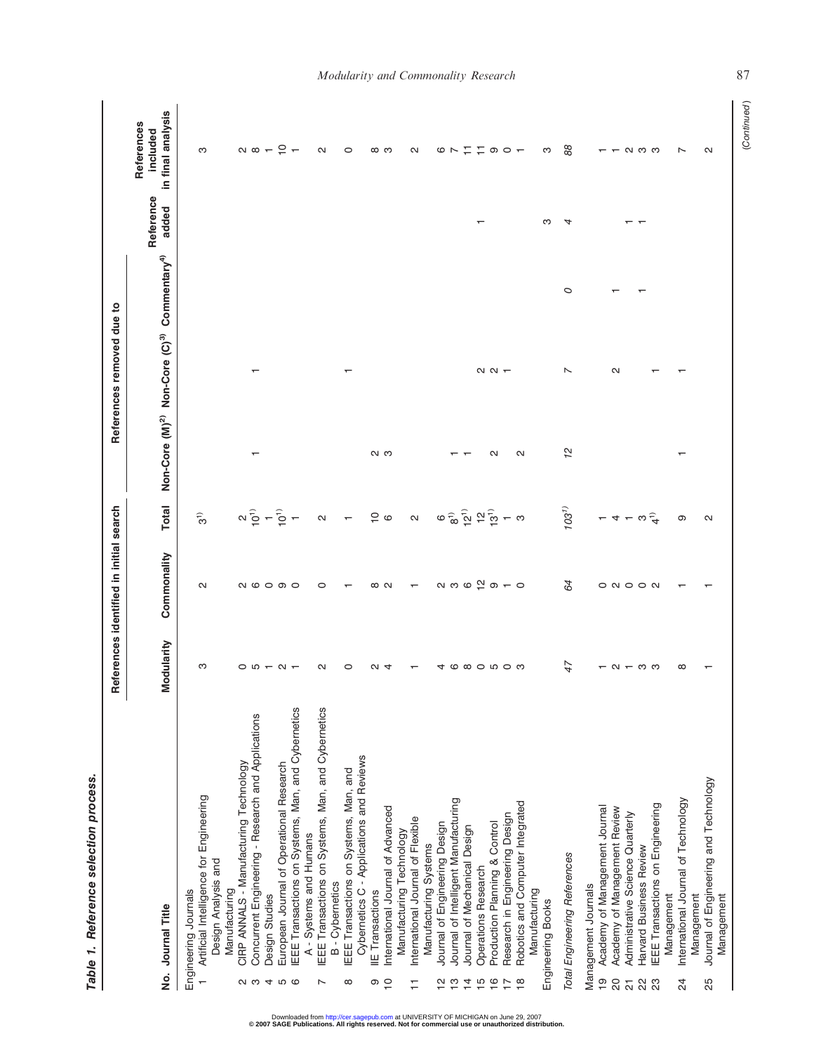**Table 1. Reference selection process.**

| No. | Journal Title | References identified in initial search | | | References removed due to | | | Reference added | References included in final analysis |
|---|---|---|---|---|---|---|---|---|---|
| | | Modularity | Commonality | Total | Non-Core (M)[2] | Non-Core (C)[3] | Commentary[4] | | |
| | Engineering Journals | | | | | | | | |
| 1 | Artificial Intelligence for Engineering Design Analysis and Manufacturing | 3 | 2 | 3[1] | | | | | 3 |
| 2 | CIRP ANNALS - Manufacturing Technology | 0 | 2 | 2 | | | | | 2 |
| 3 | Concurrent Engineering - Research and Applications | 5 | 6 | 10[1] | 1 | 1 | | | 8 |
| 4 | Design Studies | 1 | 0 | 1 | | | | | 1 |
| 5 | European Journal of Operational Research | 2 | 9 | 10[1] | | | | | 10 |
| 6 | IEEE Transactions on Systems, Man, and Cybernetics A - Systems and Humans | 1 | 0 | 1 | | | | | 1 |
| 7 | IEEE Transactions on Systems, Man, and Cybernetics B - Cybernetics | 2 | 0 | 2 | | | | | 2 |
| 8 | IEEE Transactions on Systems, Man, and Cybernetics C - Applications and Reviews | 0 | 1 | 1 | | 1 | | | 0 |
| 9 | IIE Transactions | 2 | 8 | 10 | 2 | | | | 8 |
| 10 | International Journal of Advanced Manufacturing Technology | 4 | 2 | 6 | 3 | | | | 3 |
| 11 | International Journal of Flexible Manufacturing Systems | 1 | 1 | 2 | | | | | 2 |
| 12 | Journal of Engineering Design | 4 | 2 | 6 | | | | | 6 |
| 13 | Journal of Intelligent Manufacturing | 6 | 3 | 8[1] | 1 | | | | 7 |
| 14 | Journal of Mechanical Design | 8 | 6 | 12[1] | 1 | | | | 11 |
| 15 | Operations Research | 0 | 12 | 12 | | 2 | | 1 | 11 |
| 16 | Production Planning & Control | 5 | 9 | 13[1] | 2 | 2 | | | 9 |
| 17 | Research in Engineering Design | 0 | 1 | 1 | | 1 | | | 0 |
| 18 | Robotics and Computer Integrated Manufacturing | 3 | 0 | 3 | 2 | | | | 1 |
| | Engineering Books | | | | | | | 3 | 3 |
| | *Total Engineering References* | *47* | *64* | *103*[1] | *12* | *7* | *0* | *4* | *88* |
| | Management Journals | | | | | | | | |
| 19 | Academy of Management Journal | 1 | 0 | 1 | | | | | 1 |
| 20 | Academy of Management Review | 2 | 2 | 4 | | 2 | 1 | | 1 |
| 21 | Administrative Science Quarterly | 1 | 0 | 1 | | | | 1 | 2 |
| 22 | Harvard Business Review | 3 | 0 | 3 | | | 1 | 1 | 3 |
| 23 | IEEE Transactions on Engineering Management | 3 | 2 | 4[1] | | 1 | | | 3 |
| 24 | International Journal of Technology Management | 8 | 1 | 9 | 1 | 1 | | | 7 |
| 25 | Journal of Engineering and Technology Management | 1 | 1 | 2 | | | | | 2 |

(*Continued*)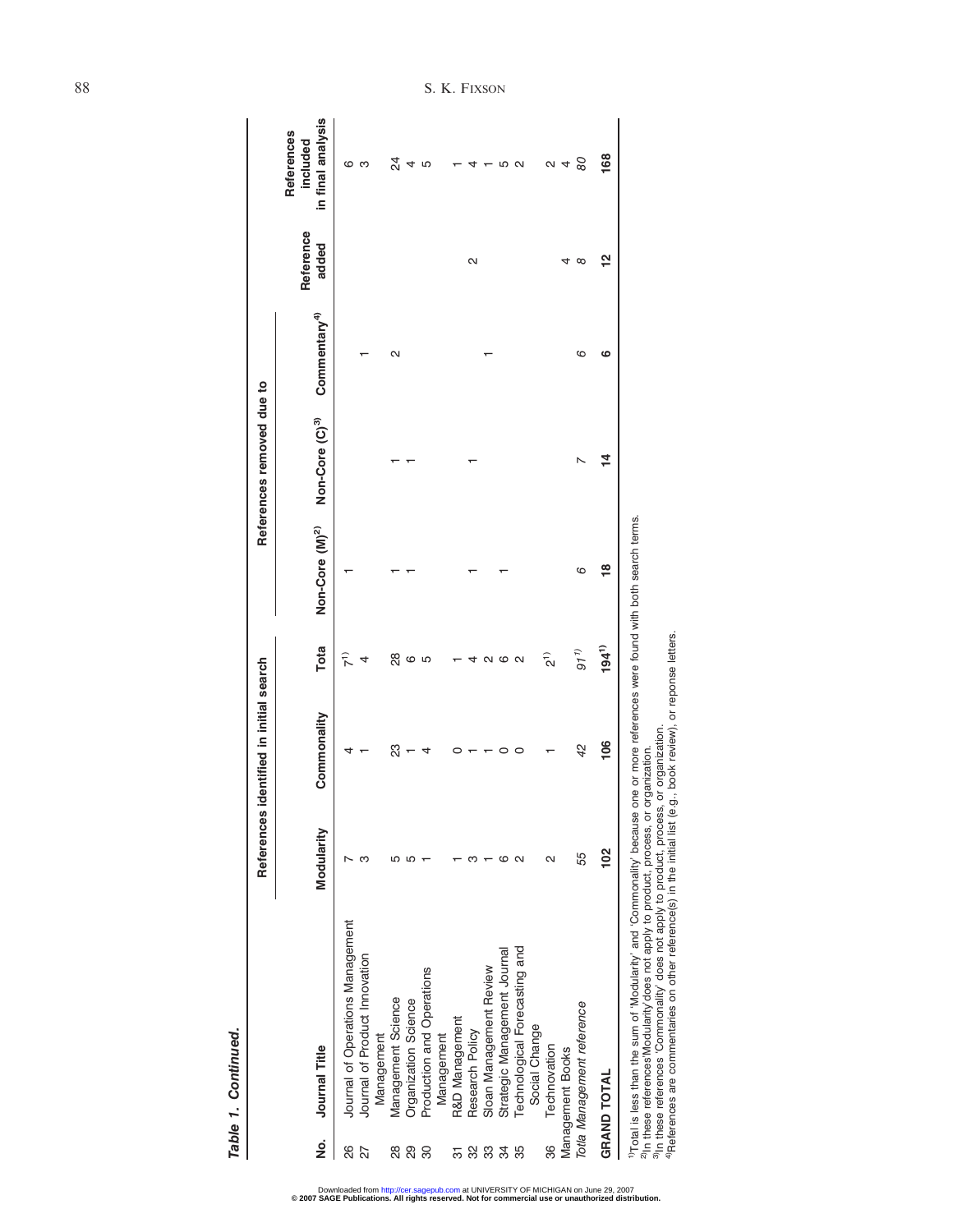**Table 1. Continued.**

| No. | Journal Title | References identified in initial search | | | References removed due to | | | Reference added | References included in final analysis |
|---|---|---|---|---|---|---|---|---|---|
| | | Modularity | Commonality | Tota | Non-Core (M)[2] | Non-Core (C)[3] | Commentary[4] | | |
| 26 | Journal of Operations Management | 7 | 4 | 7[1] | 1 | | | | 6 |
| 27 | Journal of Product Innovation Management | 3 | 1 | 4 | | | 1 | | 3 |
| 28 | Management Science | 5 | 23 | 28 | 1 | 1 | 2 | | 24 |
| 29 | Organization Science | 5 | 1 | 6 | 1 | 1 | | | 4 |
| 30 | Production and Operations Management | 1 | 4 | 5 | | | | | 5 |
| 31 | R&D Management | 1 | 0 | 1 | | | | | 1 |
| 32 | Research Policy | 3 | 1 | 4 | 1 | 1 | | 2 | 4 |
| 33 | Sloan Management Review | 1 | 1 | 2 | | | 1 | | 1 |
| 34 | Strategic Management Journal | 6 | 0 | 6 | 1 | | | | 5 |
| 35 | Technological Forecasting and Social Change | 2 | 0 | 2 | | | | | 2 |
| 36 | Technovation | 2 | 1 | 2[1] | | | | | 2 |
| | Management Books | | | | | | | 4 | 4 |
| | *Totla Management reference* | *55* | *42* | *91*[1] | *6* | *7* | *6* | *8* | *80* |
| | **GRAND TOTAL** | **102** | **106** | **194**[1] | **18** | **14** | **6** | **12** | **168** |

[1] Total is less than the sum of 'Modularity' and 'Commonality' because one or more references were found with both search terms.
[2] In these references 'Modularity' does not apply to product, process, or organization.
[3] In these references 'Commonality' does not apply to product, process, or organization.
[4] References are commentaries on other reference(s) in the initial list (e.g., book review), or reponse letters.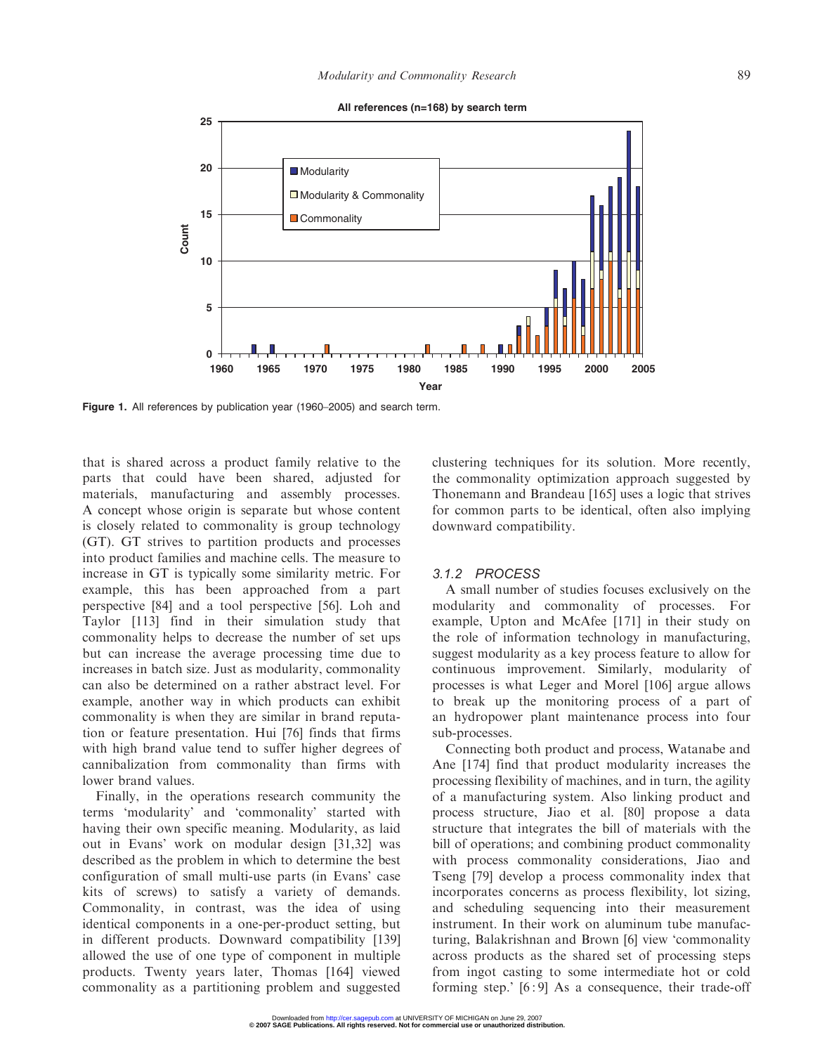**Figure 1.** All references by publication year (1960–2005) and search term.

that is shared across a product family relative to the parts that could have been shared, adjusted for materials, manufacturing and assembly processes. A concept whose origin is separate but whose content is closely related to commonality is group technology (GT). GT strives to partition products and processes into product families and machine cells. The measure to increase in GT is typically some similarity metric. For example, this has been approached from a part perspective [84] and a tool perspective [56]. Loh and Taylor [113] find in their simulation study that commonality helps to decrease the number of set ups but can increase the average processing time due to increases in batch size. Just as modularity, commonality can also be determined on a rather abstract level. For example, another way in which products can exhibit commonality is when they are similar in brand reputation or feature presentation. Hui [76] finds that firms with high brand value tend to suffer higher degrees of cannibalization from commonality than firms with lower brand values.

Finally, in the operations research community the terms 'modularity' and 'commonality' started with having their own specific meaning. Modularity, as laid out in Evans' work on modular design [31,32] was described as the problem in which to determine the best configuration of small multi-use parts (in Evans' case kits of screws) to satisfy a variety of demands. Commonality, in contrast, was the idea of using identical components in a one-per-product setting, but in different products. Downward compatibility [139] allowed the use of one type of component in multiple products. Twenty years later, Thomas [164] viewed commonality as a partitioning problem and suggested clustering techniques for its solution. More recently, the commonality optimization approach suggested by Thonemann and Brandeau [165] uses a logic that strives for common parts to be identical, often also implying downward compatibility.

### 3.1.2 PROCESS

A small number of studies focuses exclusively on the modularity and commonality of processes. For example, Upton and McAfee [171] in their study on the role of information technology in manufacturing, suggest modularity as a key process feature to allow for continuous improvement. Similarly, modularity of processes is what Leger and Morel [106] argue allows to break up the monitoring process of a part of an hydropower plant maintenance process into four sub-processes.

Connecting both product and process, Watanabe and Ane [174] find that product modularity increases the processing flexibility of machines, and in turn, the agility of a manufacturing system. Also linking product and process structure, Jiao et al. [80] propose a data structure that integrates the bill of materials with the bill of operations; and combining product commonality with process commonality considerations, Jiao and Tseng [79] develop a process commonality index that incorporates concerns as process flexibility, lot sizing, and scheduling sequencing into their measurement instrument. In their work on aluminum tube manufacturing, Balakrishnan and Brown [6] view 'commonality across products as the shared set of processing steps from ingot casting to some intermediate hot or cold forming step.' [6 : 9] As a consequence, their trade-off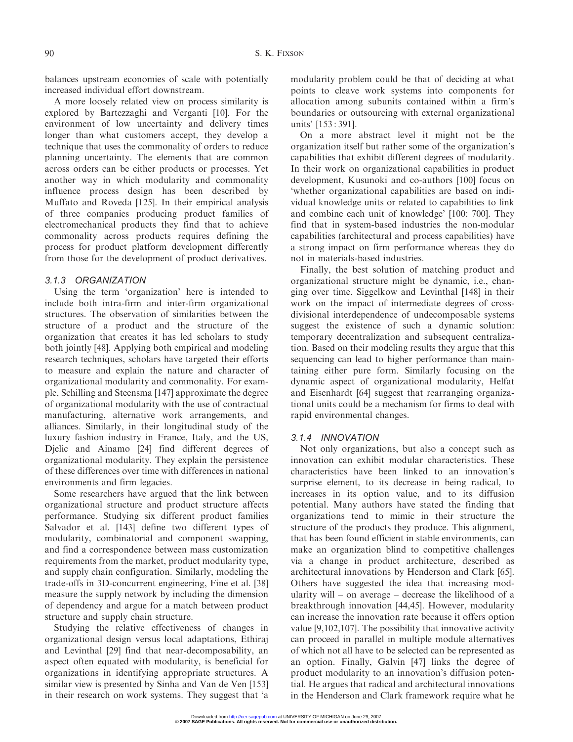balances upstream economies of scale with potentially increased individual effort downstream.

A more loosely related view on process similarity is explored by Bartezzaghi and Verganti [10]. For the environment of low uncertainty and delivery times longer than what customers accept, they develop a technique that uses the commonality of orders to reduce planning uncertainty. The elements that are common across orders can be either products or processes. Yet another way in which modularity and commonality influence process design has been described by Muffato and Roveda [125]. In their empirical analysis of three companies producing product families of electromechanical products they find that to achieve commonality across products requires defining the process for product platform development differently from those for the development of product derivatives.

### 3.1.3 ORGANIZATION

Using the term 'organization' here is intended to include both intra-firm and inter-firm organizational structures. The observation of similarities between the structure of a product and the structure of the organization that creates it has led scholars to study both jointly [48]. Applying both empirical and modeling research techniques, scholars have targeted their efforts to measure and explain the nature and character of organizational modularity and commonality. For example, Schilling and Steensma [147] approximate the degree of organizational modularity with the use of contractual manufacturing, alternative work arrangements, and alliances. Similarly, in their longitudinal study of the luxury fashion industry in France, Italy, and the US, Djelic and Ainamo [24] find different degrees of organizational modularity. They explain the persistence of these differences over time with differences in national environments and firm legacies.

Some researchers have argued that the link between organizational structure and product structure affects performance. Studying six different product families Salvador et al. [143] define two different types of modularity, combinatorial and component swapping, and find a correspondence between mass customization requirements from the market, product modularity type, and supply chain configuration. Similarly, modeling the trade-offs in 3D-concurrent engineering, Fine et al. [38] measure the supply network by including the dimension of dependency and argue for a match between product structure and supply chain structure.

Studying the relative effectiveness of changes in organizational design versus local adaptations, Ethiraj and Levinthal [29] find that near-decomposability, an aspect often equated with modularity, is beneficial for organizations in identifying appropriate structures. A similar view is presented by Sinha and Van de Ven [153] in their research on work systems. They suggest that 'a modularity problem could be that of deciding at what points to cleave work systems into components for allocation among subunits contained within a firm's boundaries or outsourcing with external organizational units' [153 : 391].

On a more abstract level it might not be the organization itself but rather some of the organization's capabilities that exhibit different degrees of modularity. In their work on organizational capabilities in product development, Kusunoki and co-authors [100] focus on 'whether organizational capabilities are based on individual knowledge units or related to capabilities to link and combine each unit of knowledge' [100: 700]. They find that in system-based industries the non-modular capabilities (architectural and process capabilities) have a strong impact on firm performance whereas they do not in materials-based industries.

Finally, the best solution of matching product and organizational structure might be dynamic, i.e., changing over time. Siggelkow and Levinthal [148] in their work on the impact of intermediate degrees of cross-divisional interdependence of undecomposable systems suggest the existence of such a dynamic solution: temporary decentralization and subsequent centralization. Based on their modeling results they argue that this sequencing can lead to higher performance than maintaining either pure form. Similarly focusing on the dynamic aspect of organizational modularity, Helfat and Eisenhardt [64] suggest that rearranging organizational units could be a mechanism for firms to deal with rapid environmental changes.

### 3.1.4 INNOVATION

Not only organizations, but also a concept such as innovation can exhibit modular characteristics. These characteristics have been linked to an innovation's surprise element, to its decrease in being radical, to increases in its option value, and to its diffusion potential. Many authors have stated the finding that organizations tend to mimic in their structure the structure of the products they produce. This alignment, that has been found efficient in stable environments, can make an organization blind to competitive challenges via a change in product architecture, described as architectural innovations by Henderson and Clark [65]. Others have suggested the idea that increasing modularity will – on average – decrease the likelihood of a breakthrough innovation [44,45]. However, modularity can increase the innovation rate because it offers option value [9,102,107]. The possibility that innovative activity can proceed in parallel in multiple module alternatives of which not all have to be selected can be represented as an option. Finally, Galvin [47] links the degree of product modularity to an innovation's diffusion potential. He argues that radical and architectural innovations in the Henderson and Clark framework require what he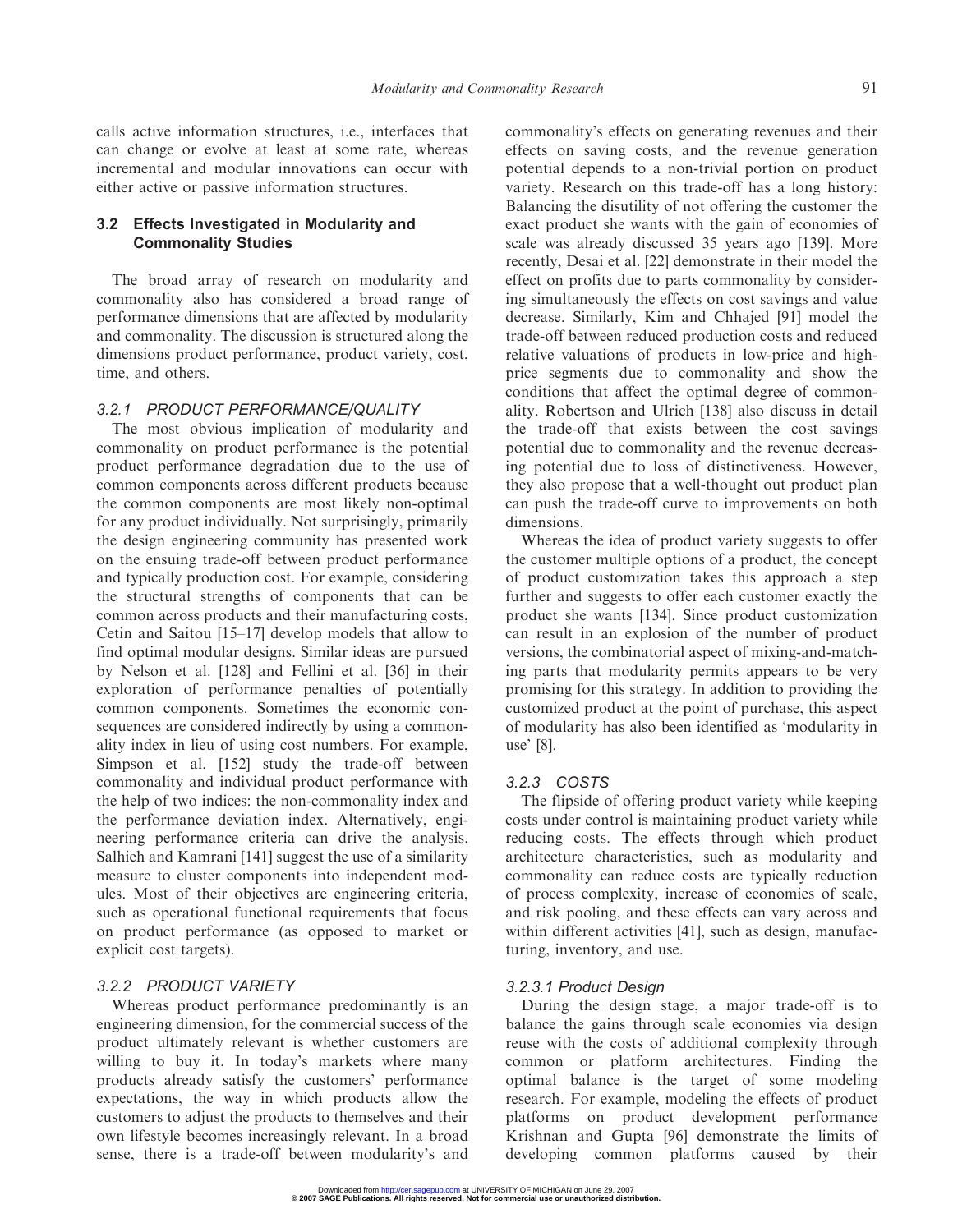calls active information structures, i.e., interfaces that can change or evolve at least at some rate, whereas incremental and modular innovations can occur with either active or passive information structures.

## 3.2 Effects Investigated in Modularity and Commonality Studies

The broad array of research on modularity and commonality also has considered a broad range of performance dimensions that are affected by modularity and commonality. The discussion is structured along the dimensions product performance, product variety, cost, time, and others.

### 3.2.1 PRODUCT PERFORMANCE/QUALITY

The most obvious implication of modularity and commonality on product performance is the potential product performance degradation due to the use of common components across different products because the common components are most likely non-optimal for any product individually. Not surprisingly, primarily the design engineering community has presented work on the ensuing trade-off between product performance and typically production cost. For example, considering the structural strengths of components that can be common across products and their manufacturing costs, Cetin and Saitou [15–17] develop models that allow to find optimal modular designs. Similar ideas are pursued by Nelson et al. [128] and Fellini et al. [36] in their exploration of performance penalties of potentially common components. Sometimes the economic consequences are considered indirectly by using a commonality index in lieu of using cost numbers. For example, Simpson et al. [152] study the trade-off between commonality and individual product performance with the help of two indices: the non-commonality index and the performance deviation index. Alternatively, engineering performance criteria can drive the analysis. Salhieh and Kamrani [141] suggest the use of a similarity measure to cluster components into independent modules. Most of their objectives are engineering criteria, such as operational functional requirements that focus on product performance (as opposed to market or explicit cost targets).

### 3.2.2 PRODUCT VARIETY

Whereas product performance predominantly is an engineering dimension, for the commercial success of the product ultimately relevant is whether customers are willing to buy it. In today's markets where many products already satisfy the customers' performance expectations, the way in which products allow the customers to adjust the products to themselves and their own lifestyle becomes increasingly relevant. In a broad sense, there is a trade-off between modularity's and commonality's effects on generating revenues and their effects on saving costs, and the revenue generation potential depends to a non-trivial portion on product variety. Research on this trade-off has a long history: Balancing the disutility of not offering the customer the exact product she wants with the gain of economies of scale was already discussed 35 years ago [139]. More recently, Desai et al. [22] demonstrate in their model the effect on profits due to parts commonality by considering simultaneously the effects on cost savings and value decrease. Similarly, Kim and Chhajed [91] model the trade-off between reduced production costs and reduced relative valuations of products in low-price and high-price segments due to commonality and show the conditions that affect the optimal degree of commonality. Robertson and Ulrich [138] also discuss in detail the trade-off that exists between the cost savings potential due to commonality and the revenue decreasing potential due to loss of distinctiveness. However, they also propose that a well-thought out product plan can push the trade-off curve to improvements on both dimensions.

Whereas the idea of product variety suggests to offer the customer multiple options of a product, the concept of product customization takes this approach a step further and suggests to offer each customer exactly the product she wants [134]. Since product customization can result in an explosion of the number of product versions, the combinatorial aspect of mixing-and-matching parts that modularity permits appears to be very promising for this strategy. In addition to providing the customized product at the point of purchase, this aspect of modularity has also been identified as 'modularity in use' [8].

### 3.2.3 COSTS

The flipside of offering product variety while keeping costs under control is maintaining product variety while reducing costs. The effects through which product architecture characteristics, such as modularity and commonality can reduce costs are typically reduction of process complexity, increase of economies of scale, and risk pooling, and these effects can vary across and within different activities [41], such as design, manufacturing, inventory, and use.

#### 3.2.3.1 Product Design

During the design stage, a major trade-off is to balance the gains through scale economies via design reuse with the costs of additional complexity through common or platform architectures. Finding the optimal balance is the target of some modeling research. For example, modeling the effects of product platforms on product development performance Krishnan and Gupta [96] demonstrate the limits of developing common platforms caused by their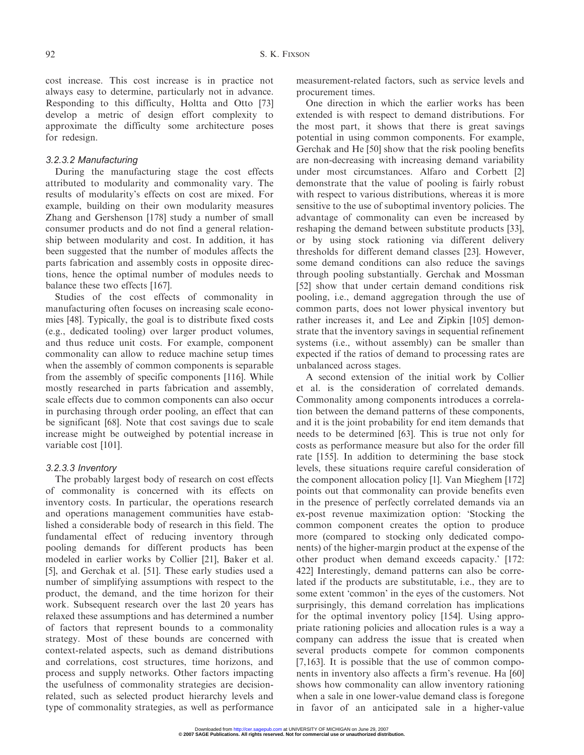cost increase. This cost increase is in practice not always easy to determine, particularly not in advance. Responding to this difficulty, Holtta and Otto [73] develop a metric of design effort complexity to approximate the difficulty some architecture poses for redesign.

#### 3.2.3.2 Manufacturing

During the manufacturing stage the cost effects attributed to modularity and commonality vary. The results of modularity's effects on cost are mixed. For example, building on their own modularity measures Zhang and Gershenson [178] study a number of small consumer products and do not find a general relationship between modularity and cost. In addition, it has been suggested that the number of modules affects the parts fabrication and assembly costs in opposite directions, hence the optimal number of modules needs to balance these two effects [167].

Studies of the cost effects of commonality in manufacturing often focuses on increasing scale economies [48]. Typically, the goal is to distribute fixed costs (e.g., dedicated tooling) over larger product volumes, and thus reduce unit costs. For example, component commonality can allow to reduce machine setup times when the assembly of common components is separable from the assembly of specific components [116]. While mostly researched in parts fabrication and assembly, scale effects due to common components can also occur in purchasing through order pooling, an effect that can be significant [68]. Note that cost savings due to scale increase might be outweighed by potential increase in variable cost [101].

#### 3.2.3.3 Inventory

The probably largest body of research on cost effects of commonality is concerned with its effects on inventory costs. In particular, the operations research and operations management communities have established a considerable body of research in this field. The fundamental effect of reducing inventory through pooling demands for different products has been modeled in earlier works by Collier [21], Baker et al. [5], and Gerchak et al. [51]. These early studies used a number of simplifying assumptions with respect to the product, the demand, and the time horizon for their work. Subsequent research over the last 20 years has relaxed these assumptions and has determined a number of factors that represent bounds to a commonality strategy. Most of these bounds are concerned with context-related aspects, such as demand distributions and correlations, cost structures, time horizons, and process and supply networks. Other factors impacting the usefulness of commonality strategies are decision-related, such as selected product hierarchy levels and type of commonality strategies, as well as performance measurement-related factors, such as service levels and procurement times.

One direction in which the earlier works has been extended is with respect to demand distributions. For the most part, it shows that there is great savings potential in using common components. For example, Gerchak and He [50] show that the risk pooling benefits are non-decreasing with increasing demand variability under most circumstances. Alfaro and Corbett [2] demonstrate that the value of pooling is fairly robust with respect to various distributions, whereas it is more sensitive to the use of suboptimal inventory policies. The advantage of commonality can even be increased by reshaping the demand between substitute products [33], or by using stock rationing via different delivery thresholds for different demand classes [23]. However, some demand conditions can also reduce the savings through pooling substantially. Gerchak and Mossman [52] show that under certain demand conditions risk pooling, i.e., demand aggregation through the use of common parts, does not lower physical inventory but rather increases it, and Lee and Zipkin [105] demonstrate that the inventory savings in sequential refinement systems (i.e., without assembly) can be smaller than expected if the ratios of demand to processing rates are unbalanced across stages.

A second extension of the initial work by Collier et al. is the consideration of correlated demands. Commonality among components introduces a correlation between the demand patterns of these components, and it is the joint probability for end item demands that needs to be determined [63]. This is true not only for costs as performance measure but also for the order fill rate [155]. In addition to determining the base stock levels, these situations require careful consideration of the component allocation policy [1]. Van Mieghem [172] points out that commonality can provide benefits even in the presence of perfectly correlated demands via an ex-post revenue maximization option: 'Stocking the common component creates the option to produce more (compared to stocking only dedicated components) of the higher-margin product at the expense of the other product when demand exceeds capacity.' [172: 422] Interestingly, demand patterns can also be correlated if the products are substitutable, i.e., they are to some extent 'common' in the eyes of the customers. Not surprisingly, this demand correlation has implications for the optimal inventory policy [154]. Using appropriate rationing policies and allocation rules is a way a company can address the issue that is created when several products compete for common components [7,163]. It is possible that the use of common components in inventory also affects a firm's revenue. Ha [60] shows how commonality can allow inventory rationing when a sale in one lower-value demand class is foregone in favor of an anticipated sale in a higher-value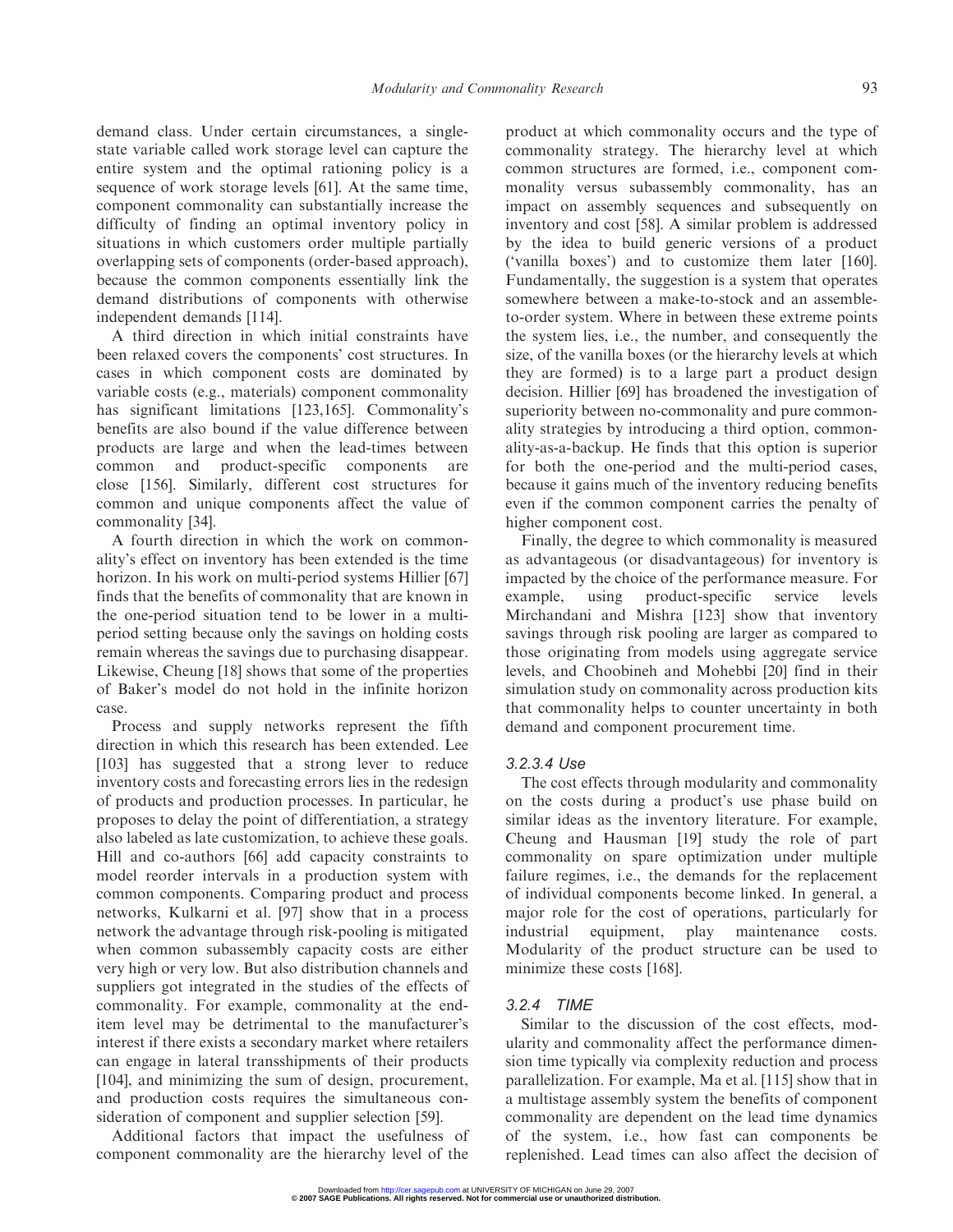demand class. Under certain circumstances, a single-state variable called work storage level can capture the entire system and the optimal rationing policy is a sequence of work storage levels [61]. At the same time, component commonality can substantially increase the difficulty of finding an optimal inventory policy in situations in which customers order multiple partially overlapping sets of components (order-based approach), because the common components essentially link the demand distributions of components with otherwise independent demands [114].

A third direction in which initial constraints have been relaxed covers the components' cost structures. In cases in which component costs are dominated by variable costs (e.g., materials) component commonality has significant limitations [123,165]. Commonality's benefits are also bound if the value difference between products are large and when the lead-times between common and product-specific components are close [156]. Similarly, different cost structures for common and unique components affect the value of commonality [34].

A fourth direction in which the work on commonality's effect on inventory has been extended is the time horizon. In his work on multi-period systems Hillier [67] finds that the benefits of commonality that are known in the one-period situation tend to be lower in a multi-period setting because only the savings on holding costs remain whereas the savings due to purchasing disappear. Likewise, Cheung [18] shows that some of the properties of Baker's model do not hold in the infinite horizon case.

Process and supply networks represent the fifth direction in which this research has been extended. Lee [103] has suggested that a strong lever to reduce inventory costs and forecasting errors lies in the redesign of products and production processes. In particular, he proposes to delay the point of differentiation, a strategy also labeled as late customization, to achieve these goals. Hill and co-authors [66] add capacity constraints to model reorder intervals in a production system with common components. Comparing product and process networks, Kulkarni et al. [97] show that in a process network the advantage through risk-pooling is mitigated when common subassembly capacity costs are either very high or very low. But also distribution channels and suppliers got integrated in the studies of the effects of commonality. For example, commonality at the end-item level may be detrimental to the manufacturer's interest if there exists a secondary market where retailers can engage in lateral transshipments of their products [104], and minimizing the sum of design, procurement, and production costs requires the simultaneous consideration of component and supplier selection [59].

Additional factors that impact the usefulness of component commonality are the hierarchy level of the product at which commonality occurs and the type of commonality strategy. The hierarchy level at which common structures are formed, i.e., component commonality versus subassembly commonality, has an impact on assembly sequences and subsequently on inventory and cost [58]. A similar problem is addressed by the idea to build generic versions of a product ('vanilla boxes') and to customize them later [160]. Fundamentally, the suggestion is a system that operates somewhere between a make-to-stock and an assemble-to-order system. Where in between these extreme points the system lies, i.e., the number, and consequently the size, of the vanilla boxes (or the hierarchy levels at which they are formed) is to a large part a product design decision. Hillier [69] has broadened the investigation of superiority between no-commonality and pure commonality strategies by introducing a third option, commonality-as-a-backup. He finds that this option is superior for both the one-period and the multi-period cases, because it gains much of the inventory reducing benefits even if the common component carries the penalty of higher component cost.

Finally, the degree to which commonality is measured as advantageous (or disadvantageous) for inventory is impacted by the choice of the performance measure. For example, using product-specific service levels Mirchandani and Mishra [123] show that inventory savings through risk pooling are larger as compared to those originating from models using aggregate service levels, and Choobineh and Mohebbi [20] find in their simulation study on commonality across production kits that commonality helps to counter uncertainty in both demand and component procurement time.

#### 3.2.3.4 Use

The cost effects through modularity and commonality on the costs during a product's use phase build on similar ideas as the inventory literature. For example, Cheung and Hausman [19] study the role of part commonality on spare optimization under multiple failure regimes, i.e., the demands for the replacement of individual components become linked. In general, a major role for the cost of operations, particularly for industrial equipment, play maintenance costs. Modularity of the product structure can be used to minimize these costs [168].

### 3.2.4 TIME

Similar to the discussion of the cost effects, modularity and commonality affect the performance dimension time typically via complexity reduction and process parallelization. For example, Ma et al. [115] show that in a multistage assembly system the benefits of component commonality are dependent on the lead time dynamics of the system, i.e., how fast can components be replenished. Lead times can also affect the decision of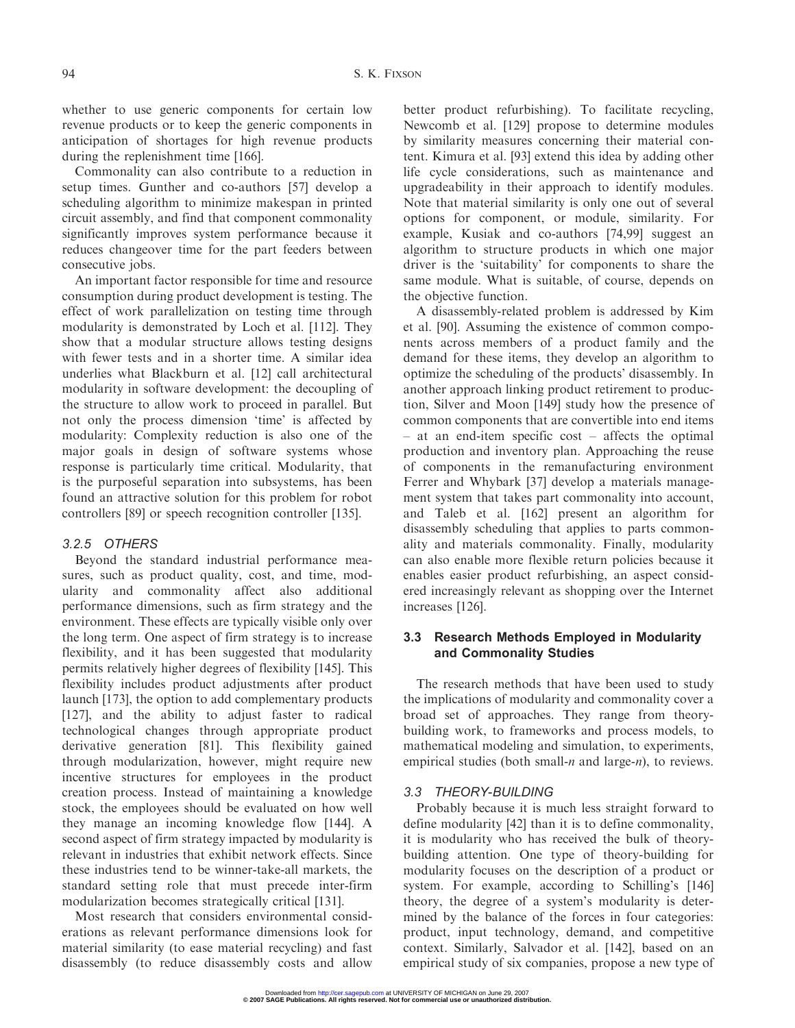whether to use generic components for certain low revenue products or to keep the generic components in anticipation of shortages for high revenue products during the replenishment time [166].

Commonality can also contribute to a reduction in setup times. Gunther and co-authors [57] develop a scheduling algorithm to minimize makespan in printed circuit assembly, and find that component commonality significantly improves system performance because it reduces changeover time for the part feeders between consecutive jobs.

An important factor responsible for time and resource consumption during product development is testing. The effect of work parallelization on testing time through modularity is demonstrated by Loch et al. [112]. They show that a modular structure allows testing designs with fewer tests and in a shorter time. A similar idea underlies what Blackburn et al. [12] call architectural modularity in software development: the decoupling of the structure to allow work to proceed in parallel. But not only the process dimension 'time' is affected by modularity: Complexity reduction is also one of the major goals in design of software systems whose response is particularly time critical. Modularity, that is the purposeful separation into subsystems, has been found an attractive solution for this problem for robot controllers [89] or speech recognition controller [135].

### 3.2.5 OTHERS

Beyond the standard industrial performance measures, such as product quality, cost, and time, modularity and commonality affect also additional performance dimensions, such as firm strategy and the environment. These effects are typically visible only over the long term. One aspect of firm strategy is to increase flexibility, and it has been suggested that modularity permits relatively higher degrees of flexibility [145]. This flexibility includes product adjustments after product launch [173], the option to add complementary products [127], and the ability to adjust faster to radical technological changes through appropriate product derivative generation [81]. This flexibility gained through modularization, however, might require new incentive structures for employees in the product creation process. Instead of maintaining a knowledge stock, the employees should be evaluated on how well they manage an incoming knowledge flow [144]. A second aspect of firm strategy impacted by modularity is relevant in industries that exhibit network effects. Since these industries tend to be winner-take-all markets, the standard setting role that must precede inter-firm modularization becomes strategically critical [131].

Most research that considers environmental considerations as relevant performance dimensions look for material similarity (to ease material recycling) and fast disassembly (to reduce disassembly costs and allow better product refurbishing). To facilitate recycling, Newcomb et al. [129] propose to determine modules by similarity measures concerning their material content. Kimura et al. [93] extend this idea by adding other life cycle considerations, such as maintenance and upgradeability in their approach to identify modules. Note that material similarity is only one out of several options for component, or module, similarity. For example, Kusiak and co-authors [74,99] suggest an algorithm to structure products in which one major driver is the 'suitability' for components to share the same module. What is suitable, of course, depends on the objective function.

A disassembly-related problem is addressed by Kim et al. [90]. Assuming the existence of common components across members of a product family and the demand for these items, they develop an algorithm to optimize the scheduling of the products' disassembly. In another approach linking product retirement to production, Silver and Moon [149] study how the presence of common components that are convertible into end items – at an end-item specific cost – affects the optimal production and inventory plan. Approaching the reuse of components in the remanufacturing environment Ferrer and Whybark [37] develop a materials management system that takes part commonality into account, and Taleb et al. [162] present an algorithm for disassembly scheduling that applies to parts commonality and materials commonality. Finally, modularity can also enable more flexible return policies because it enables easier product refurbishing, an aspect considered increasingly relevant as shopping over the Internet increases [126].

## 3.3 Research Methods Employed in Modularity and Commonality Studies

The research methods that have been used to study the implications of modularity and commonality cover a broad set of approaches. They range from theory-building work, to frameworks and process models, to mathematical modeling and simulation, to experiments, empirical studies (both small-*n* and large-*n*), to reviews.

### 3.3 THEORY-BUILDING

Probably because it is much less straight forward to define modularity [42] than it is to define commonality, it is modularity who has received the bulk of theory-building attention. One type of theory-building for modularity focuses on the description of a product or system. For example, according to Schilling's [146] theory, the degree of a system's modularity is determined by the balance of the forces in four categories: product, input technology, demand, and competitive context. Similarly, Salvador et al. [142], based on an empirical study of six companies, propose a new type of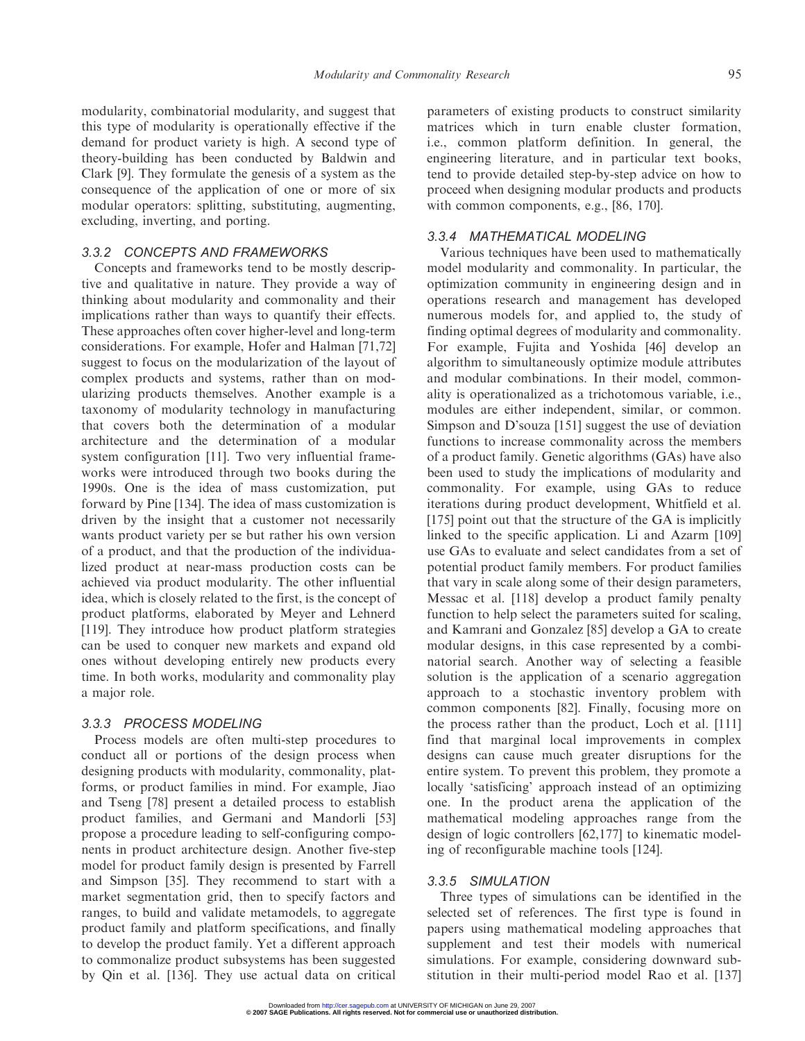modularity, combinatorial modularity, and suggest that this type of modularity is operationally effective if the demand for product variety is high. A second type of theory-building has been conducted by Baldwin and Clark [9]. They formulate the genesis of a system as the consequence of the application of one or more of six modular operators: splitting, substituting, augmenting, excluding, inverting, and porting.

### 3.3.2 CONCEPTS AND FRAMEWORKS

Concepts and frameworks tend to be mostly descriptive and qualitative in nature. They provide a way of thinking about modularity and commonality and their implications rather than ways to quantify their effects. These approaches often cover higher-level and long-term considerations. For example, Hofer and Halman [71,72] suggest to focus on the modularization of the layout of complex products and systems, rather than on modularizing products themselves. Another example is a taxonomy of modularity technology in manufacturing that covers both the determination of a modular architecture and the determination of a modular system configuration [11]. Two very influential frameworks were introduced through two books during the 1990s. One is the idea of mass customization, put forward by Pine [134]. The idea of mass customization is driven by the insight that a customer not necessarily wants product variety per se but rather his own version of a product, and that the production of the individualized product at near-mass production costs can be achieved via product modularity. The other influential idea, which is closely related to the first, is the concept of product platforms, elaborated by Meyer and Lehnerd [119]. They introduce how product platform strategies can be used to conquer new markets and expand old ones without developing entirely new products every time. In both works, modularity and commonality play a major role.

### 3.3.3 PROCESS MODELING

Process models are often multi-step procedures to conduct all or portions of the design process when designing products with modularity, commonality, platforms, or product families in mind. For example, Jiao and Tseng [78] present a detailed process to establish product families, and Germani and Mandorli [53] propose a procedure leading to self-configuring components in product architecture design. Another five-step model for product family design is presented by Farrell and Simpson [35]. They recommend to start with a market segmentation grid, then to specify factors and ranges, to build and validate metamodels, to aggregate product family and platform specifications, and finally to develop the product family. Yet a different approach to commonalize product subsystems has been suggested by Qin et al. [136]. They use actual data on critical parameters of existing products to construct similarity matrices which in turn enable cluster formation, i.e., common platform definition. In general, the engineering literature, and in particular text books, tend to provide detailed step-by-step advice on how to proceed when designing modular products and products with common components, e.g., [86, 170].

### 3.3.4 MATHEMATICAL MODELING

Various techniques have been used to mathematically model modularity and commonality. In particular, the optimization community in engineering design and in operations research and management has developed numerous models for, and applied to, the study of finding optimal degrees of modularity and commonality. For example, Fujita and Yoshida [46] develop an algorithm to simultaneously optimize module attributes and modular combinations. In their model, commonality is operationalized as a trichotomous variable, i.e., modules are either independent, similar, or common. Simpson and D'souza [151] suggest the use of deviation functions to increase commonality across the members of a product family. Genetic algorithms (GAs) have also been used to study the implications of modularity and commonality. For example, using GAs to reduce iterations during product development, Whitfield et al. [175] point out that the structure of the GA is implicitly linked to the specific application. Li and Azarm [109] use GAs to evaluate and select candidates from a set of potential product family members. For product families that vary in scale along some of their design parameters, Messac et al. [118] develop a product family penalty function to help select the parameters suited for scaling, and Kamrani and Gonzalez [85] develop a GA to create modular designs, in this case represented by a combinatorial search. Another way of selecting a feasible solution is the application of a scenario aggregation approach to a stochastic inventory problem with common components [82]. Finally, focusing more on the process rather than the product, Loch et al. [111] find that marginal local improvements in complex designs can cause much greater disruptions for the entire system. To prevent this problem, they promote a locally 'satisficing' approach instead of an optimizing one. In the product arena the application of the mathematical modeling approaches range from the design of logic controllers [62,177] to kinematic modeling of reconfigurable machine tools [124].

### 3.3.5 SIMULATION

Three types of simulations can be identified in the selected set of references. The first type is found in papers using mathematical modeling approaches that supplement and test their models with numerical simulations. For example, considering downward substitution in their multi-period model Rao et al. [137]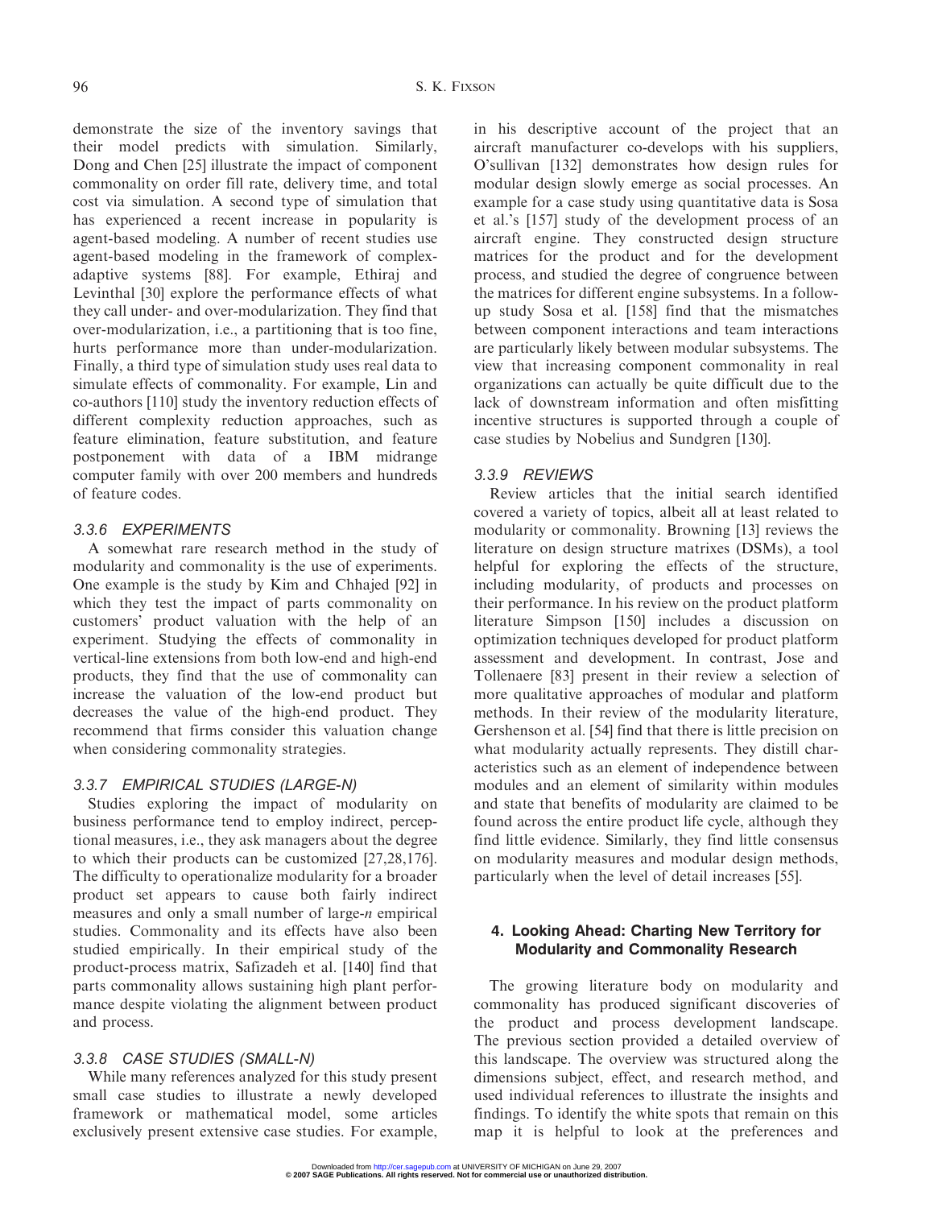demonstrate the size of the inventory savings that their model predicts with simulation. Similarly, Dong and Chen [25] illustrate the impact of component commonality on order fill rate, delivery time, and total cost via simulation. A second type of simulation that has experienced a recent increase in popularity is agent-based modeling. A number of recent studies use agent-based modeling in the framework of complex-adaptive systems [88]. For example, Ethiraj and Levinthal [30] explore the performance effects of what they call under- and over-modularization. They find that over-modularization, i.e., a partitioning that is too fine, hurts performance more than under-modularization. Finally, a third type of simulation study uses real data to simulate effects of commonality. For example, Lin and co-authors [110] study the inventory reduction effects of different complexity reduction approaches, such as feature elimination, feature substitution, and feature postponement with data of a IBM midrange computer family with over 200 members and hundreds of feature codes.

### 3.3.6 EXPERIMENTS

A somewhat rare research method in the study of modularity and commonality is the use of experiments. One example is the study by Kim and Chhajed [92] in which they test the impact of parts commonality on customers' product valuation with the help of an experiment. Studying the effects of commonality in vertical-line extensions from both low-end and high-end products, they find that the use of commonality can increase the valuation of the low-end product but decreases the value of the high-end product. They recommend that firms consider this valuation change when considering commonality strategies.

### 3.3.7 EMPIRICAL STUDIES (LARGE-N)

Studies exploring the impact of modularity on business performance tend to employ indirect, perceptional measures, i.e., they ask managers about the degree to which their products can be customized [27,28,176]. The difficulty to operationalize modularity for a broader product set appears to cause both fairly indirect measures and only a small number of large-*n* empirical studies. Commonality and its effects have also been studied empirically. In their empirical study of the product-process matrix, Safizadeh et al. [140] find that parts commonality allows sustaining high plant performance despite violating the alignment between product and process.

### 3.3.8 CASE STUDIES (SMALL-N)

While many references analyzed for this study present small case studies to illustrate a newly developed framework or mathematical model, some articles exclusively present extensive case studies. For example, in his descriptive account of the project that an aircraft manufacturer co-develops with his suppliers, O'sullivan [132] demonstrates how design rules for modular design slowly emerge as social processes. An example for a case study using quantitative data is Sosa et al.'s [157] study of the development process of an aircraft engine. They constructed design structure matrices for the product and for the development process, and studied the degree of congruence between the matrices for different engine subsystems. In a follow-up study Sosa et al. [158] find that the mismatches between component interactions and team interactions are particularly likely between modular subsystems. The view that increasing component commonality in real organizations can actually be quite difficult due to the lack of downstream information and often misfitting incentive structures is supported through a couple of case studies by Nobelius and Sundgren [130].

### 3.3.9 REVIEWS

Review articles that the initial search identified covered a variety of topics, albeit all at least related to modularity or commonality. Browning [13] reviews the literature on design structure matrixes (DSMs), a tool helpful for exploring the effects of the structure, including modularity, of products and processes on their performance. In his review on the product platform literature Simpson [150] includes a discussion on optimization techniques developed for product platform assessment and development. In contrast, Jose and Tollenaere [83] present in their review a selection of more qualitative approaches of modular and platform methods. In their review of the modularity literature, Gershenson et al. [54] find that there is little precision on what modularity actually represents. They distill characteristics such as an element of independence between modules and an element of similarity within modules and state that benefits of modularity are claimed to be found across the entire product life cycle, although they find little evidence. Similarly, they find little consensus on modularity measures and modular design methods, particularly when the level of detail increases [55].

## 4. Looking Ahead: Charting New Territory for Modularity and Commonality Research

The growing literature body on modularity and commonality has produced significant discoveries of the product and process development landscape. The previous section provided a detailed overview of this landscape. The overview was structured along the dimensions subject, effect, and research method, and used individual references to illustrate the insights and findings. To identify the white spots that remain on this map it is helpful to look at the preferences and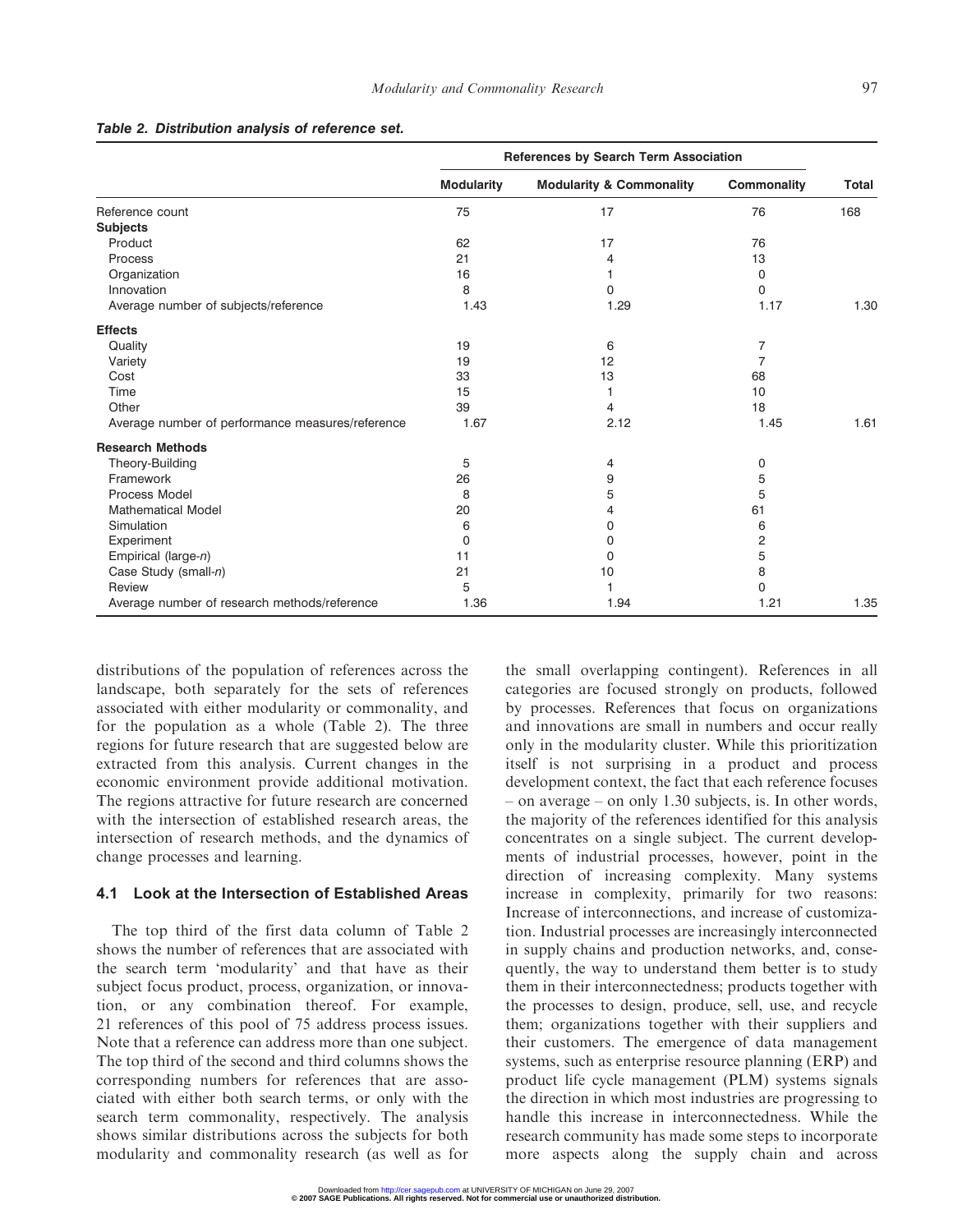**Table 2. Distribution analysis of reference set.**

| | References by Search Term Association | | | |
|---|---|---|---|---|
| | Modularity | Modularity & Commonality | Commonality | Total |
| Reference count | 75 | 17 | 76 | 168 |
| **Subjects** | | | | |
| Product | 62 | 17 | 76 | |
| Process | 21 | 4 | 13 | |
| Organization | 16 | 1 | 0 | |
| Innovation | 8 | 0 | 0 | |
| Average number of subjects/reference | 1.43 | 1.29 | 1.17 | 1.30 |
| **Effects** | | | | |
| Quality | 19 | 6 | 7 | |
| Variety | 19 | 12 | 7 | |
| Cost | 33 | 13 | 68 | |
| Time | 15 | 1 | 10 | |
| Other | 39 | 4 | 18 | |
| Average number of performance measures/reference | 1.67 | 2.12 | 1.45 | 1.61 |
| **Research Methods** | | | | |
| Theory-Building | 5 | 4 | 0 | |
| Framework | 26 | 9 | 5 | |
| Process Model | 8 | 5 | 5 | |
| Mathematical Model | 20 | 4 | 61 | |
| Simulation | 6 | 0 | 6 | |
| Experiment | 0 | 0 | 2 | |
| Empirical (large-*n*) | 11 | 0 | 5 | |
| Case Study (small-*n*) | 21 | 10 | 8 | |
| Review | 5 | 1 | 0 | |
| Average number of research methods/reference | 1.36 | 1.94 | 1.21 | 1.35 |

distributions of the population of references across the landscape, both separately for the sets of references associated with either modularity or commonality, and for the population as a whole (Table 2). The three regions for future research that are suggested below are extracted from this analysis. Current changes in the economic environment provide additional motivation. The regions attractive for future research are concerned with the intersection of established research areas, the intersection of research methods, and the dynamics of change processes and learning.

### 4.1 Look at the Intersection of Established Areas

The top third of the first data column of Table 2 shows the number of references that are associated with the search term 'modularity' and that have as their subject focus product, process, organization, or innovation, or any combination thereof. For example, 21 references of this pool of 75 address process issues. Note that a reference can address more than one subject. The top third of the second and third columns shows the corresponding numbers for references that are associated with either both search terms, or only with the search term commonality, respectively. The analysis shows similar distributions across the subjects for both modularity and commonality research (as well as for the small overlapping contingent). References in all categories are focused strongly on products, followed by processes. References that focus on organizations and innovations are small in numbers and occur really only in the modularity cluster. While this prioritization itself is not surprising in a product and process development context, the fact that each reference focuses – on average – on only 1.30 subjects, is. In other words, the majority of the references identified for this analysis concentrates on a single subject. The current developments of industrial processes, however, point in the direction of increasing complexity. Many systems increase in complexity, primarily for two reasons: Increase of interconnections, and increase of customization. Industrial processes are increasingly interconnected in supply chains and production networks, and, consequently, the way to understand them better is to study them in their interconnectedness; products together with the processes to design, produce, sell, use, and recycle them; organizations together with their suppliers and their customers. The emergence of data management systems, such as enterprise resource planning (ERP) and product life cycle management (PLM) systems signals the direction in which most industries are progressing to handle this increase in interconnectedness. While the research community has made some steps to incorporate more aspects along the supply chain and across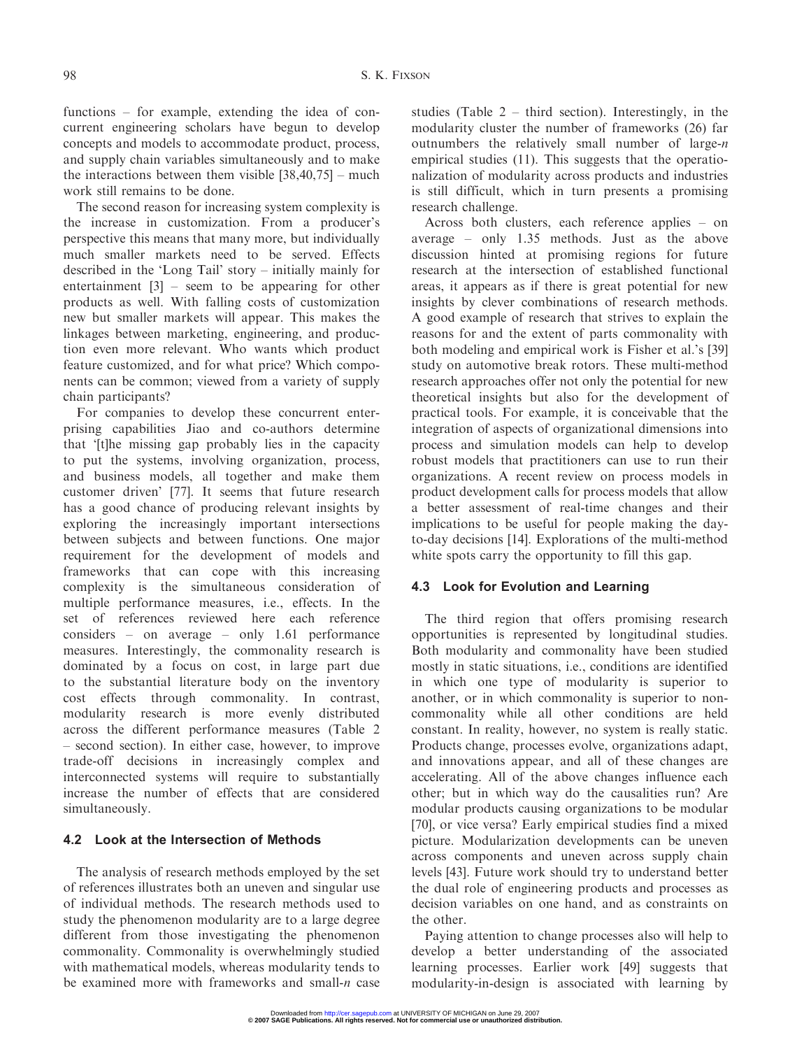functions – for example, extending the idea of concurrent engineering scholars have begun to develop concepts and models to accommodate product, process, and supply chain variables simultaneously and to make the interactions between them visible [38,40,75] – much work still remains to be done.

The second reason for increasing system complexity is the increase in customization. From a producer's perspective this means that many more, but individually much smaller markets need to be served. Effects described in the 'Long Tail' story – initially mainly for entertainment [3] – seem to be appearing for other products as well. With falling costs of customization new but smaller markets will appear. This makes the linkages between marketing, engineering, and production even more relevant. Who wants which product feature customized, and for what price? Which components can be common; viewed from a variety of supply chain participants?

For companies to develop these concurrent enterprising capabilities Jiao and co-authors determine that '[t]he missing gap probably lies in the capacity to put the systems, involving organization, process, and business models, all together and make them customer driven' [77]. It seems that future research has a good chance of producing relevant insights by exploring the increasingly important intersections between subjects and between functions. One major requirement for the development of models and frameworks that can cope with this increasing complexity is the simultaneous consideration of multiple performance measures, i.e., effects. In the set of references reviewed here each reference considers – on average – only 1.61 performance measures. Interestingly, the commonality research is dominated by a focus on cost, in large part due to the substantial literature body on the inventory cost effects through commonality. In contrast, modularity research is more evenly distributed across the different performance measures (Table 2 – second section). In either case, however, to improve trade-off decisions in increasingly complex and interconnected systems will require to substantially increase the number of effects that are considered simultaneously.

## 4.2 Look at the Intersection of Methods

The analysis of research methods employed by the set of references illustrates both an uneven and singular use of individual methods. The research methods used to study the phenomenon modularity are to a large degree different from those investigating the phenomenon commonality. Commonality is overwhelmingly studied with mathematical models, whereas modularity tends to be examined more with frameworks and small-*n* case studies (Table 2 – third section). Interestingly, in the modularity cluster the number of frameworks (26) far outnumbers the relatively small number of large-*n* empirical studies (11). This suggests that the operationalization of modularity across products and industries is still difficult, which in turn presents a promising research challenge.

Across both clusters, each reference applies – on average – only 1.35 methods. Just as the above discussion hinted at promising regions for future research at the intersection of established functional areas, it appears as if there is great potential for new insights by clever combinations of research methods. A good example of research that strives to explain the reasons for and the extent of parts commonality with both modeling and empirical work is Fisher et al.'s [39] study on automotive break rotors. These multi-method research approaches offer not only the potential for new theoretical insights but also for the development of practical tools. For example, it is conceivable that the integration of aspects of organizational dimensions into process and simulation models can help to develop robust models that practitioners can use to run their organizations. A recent review on process models in product development calls for process models that allow a better assessment of real-time changes and their implications to be useful for people making the day-to-day decisions [14]. Explorations of the multi-method white spots carry the opportunity to fill this gap.

## 4.3 Look for Evolution and Learning

The third region that offers promising research opportunities is represented by longitudinal studies. Both modularity and commonality have been studied mostly in static situations, i.e., conditions are identified in which one type of modularity is superior to another, or in which commonality is superior to non-commonality while all other conditions are held constant. In reality, however, no system is really static. Products change, processes evolve, organizations adapt, and innovations appear, and all of these changes are accelerating. All of the above changes influence each other; but in which way do the causalities run? Are modular products causing organizations to be modular [70], or vice versa? Early empirical studies find a mixed picture. Modularization developments can be uneven across components and uneven across supply chain levels [43]. Future work should try to understand better the dual role of engineering products and processes as decision variables on one hand, and as constraints on the other.

Paying attention to change processes also will help to develop a better understanding of the associated learning processes. Earlier work [49] suggests that modularity-in-design is associated with learning by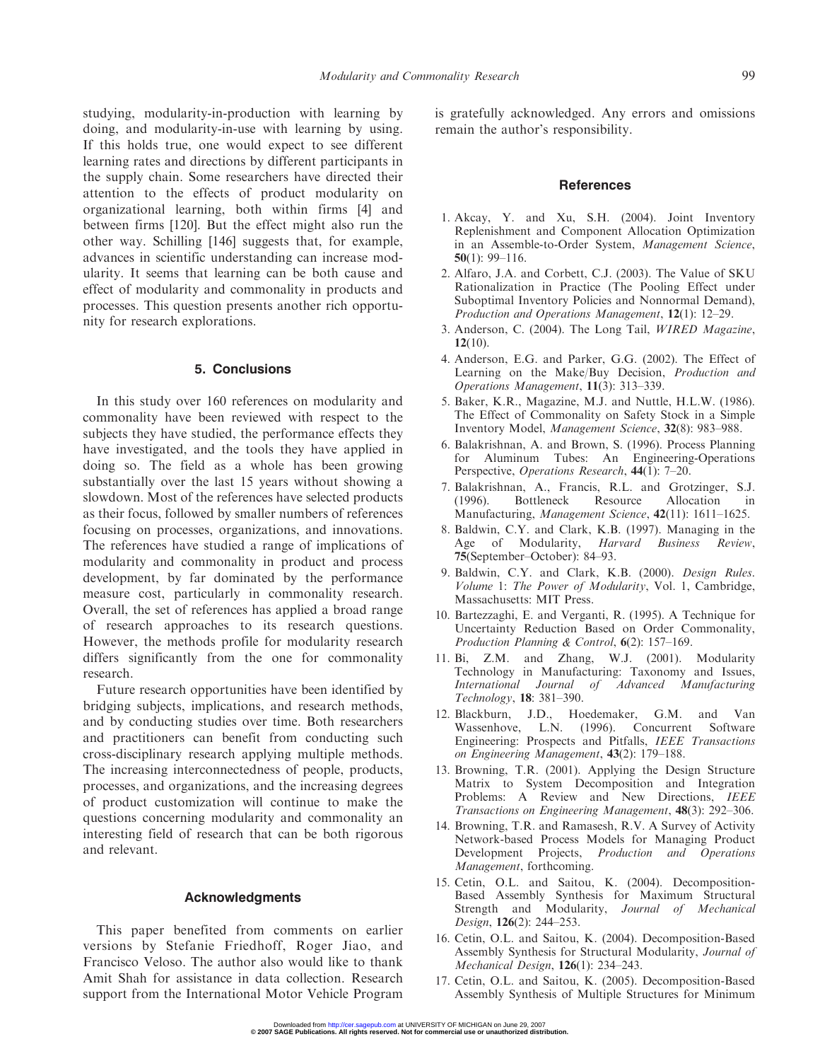studying, modularity-in-production with learning by doing, and modularity-in-use with learning by using. If this holds true, one would expect to see different learning rates and directions by different participants in the supply chain. Some researchers have directed their attention to the effects of product modularity on organizational learning, both within firms [4] and between firms [120]. But the effect might also run the other way. Schilling [146] suggests that, for example, advances in scientific understanding can increase modularity. It seems that learning can be both cause and effect of modularity and commonality in products and processes. This question presents another rich opportunity for research explorations.

## 5. Conclusions

In this study over 160 references on modularity and commonality have been reviewed with respect to the subjects they have studied, the performance effects they have investigated, and the tools they have applied in doing so. The field as a whole has been growing substantially over the last 15 years without showing a slowdown. Most of the references have selected products as their focus, followed by smaller numbers of references focusing on processes, organizations, and innovations. The references have studied a range of implications of modularity and commonality in product and process development, by far dominated by the performance measure cost, particularly in commonality research. Overall, the set of references has applied a broad range of research approaches to its research questions. However, the methods profile for modularity research differs significantly from the one for commonality research.

Future research opportunities have been identified by bridging subjects, implications, and research methods, and by conducting studies over time. Both researchers and practitioners can benefit from conducting such cross-disciplinary research applying multiple methods. The increasing interconnectedness of people, products, processes, and organizations, and the increasing degrees of product customization will continue to make the questions concerning modularity and commonality an interesting field of research that can be both rigorous and relevant.

## Acknowledgments

This paper benefited from comments on earlier versions by Stefanie Friedhoff, Roger Jiao, and Francisco Veloso. The author also would like to thank Amit Shah for assistance in data collection. Research support from the International Motor Vehicle Program is gratefully acknowledged. Any errors and omissions remain the author's responsibility.

## References

1. Akcay, Y. and Xu, S.H. (2004). Joint Inventory Replenishment and Component Allocation Optimization in an Assemble-to-Order System, *Management Science*, **50**(1): 99–116.
2. Alfaro, J.A. and Corbett, C.J. (2003). The Value of SKU Rationalization in Practice (The Pooling Effect under Suboptimal Inventory Policies and Nonnormal Demand), *Production and Operations Management*, **12**(1): 12–29.
3. Anderson, C. (2004). The Long Tail, *WIRED Magazine*, **12**(10).
4. Anderson, E.G. and Parker, G.G. (2002). The Effect of Learning on the Make/Buy Decision, *Production and Operations Management*, **11**(3): 313–339.
5. Baker, K.R., Magazine, M.J. and Nuttle, H.L.W. (1986). The Effect of Commonality on Safety Stock in a Simple Inventory Model, *Management Science*, **32**(8): 983–988.
6. Balakrishnan, A. and Brown, S. (1996). Process Planning for Aluminum Tubes: An Engineering-Operations Perspective, *Operations Research*, **44**(1): 7–20.
7. Balakrishnan, A., Francis, R.L. and Grotzinger, S.J. (1996). Bottleneck Resource Allocation in Manufacturing, *Management Science*, **42**(11): 1611–1625.
8. Baldwin, C.Y. and Clark, K.B. (1997). Managing in the Age of Modularity, *Harvard Business Review*, **75**(September–October): 84–93.
9. Baldwin, C.Y. and Clark, K.B. (2000). *Design Rules. Volume* 1: *The Power of Modularity*, Vol. 1, Cambridge, Massachusetts: MIT Press.
10. Bartezzaghi, E. and Verganti, R. (1995). A Technique for Uncertainty Reduction Based on Order Commonality, *Production Planning & Control*, **6**(2): 157–169.
11. Bi, Z.M. and Zhang, W.J. (2001). Modularity Technology in Manufacturing: Taxonomy and Issues, *International Journal of Advanced Manufacturing Technology*, **18**: 381–390.
12. Blackburn, J.D., Hoedemaker, G.M. and Van Wassenhove, L.N. (1996). Concurrent Software Engineering: Prospects and Pitfalls, *IEEE Transactions on Engineering Management*, **43**(2): 179–188.
13. Browning, T.R. (2001). Applying the Design Structure Matrix to System Decomposition and Integration Problems: A Review and New Directions, *IEEE Transactions on Engineering Management*, **48**(3): 292–306.
14. Browning, T.R. and Ramasesh, R.V. A Survey of Activity Network-based Process Models for Managing Product Development Projects, *Production and Operations Management*, forthcoming.
15. Cetin, O.L. and Saitou, K. (2004). Decomposition-Based Assembly Synthesis for Maximum Structural Strength and Modularity, *Journal of Mechanical Design*, **126**(2): 244–253.
16. Cetin, O.L. and Saitou, K. (2004). Decomposition-Based Assembly Synthesis for Structural Modularity, *Journal of Mechanical Design*, **126**(1): 234–243.
17. Cetin, O.L. and Saitou, K. (2005). Decomposition-Based Assembly Synthesis of Multiple Structures for Minimum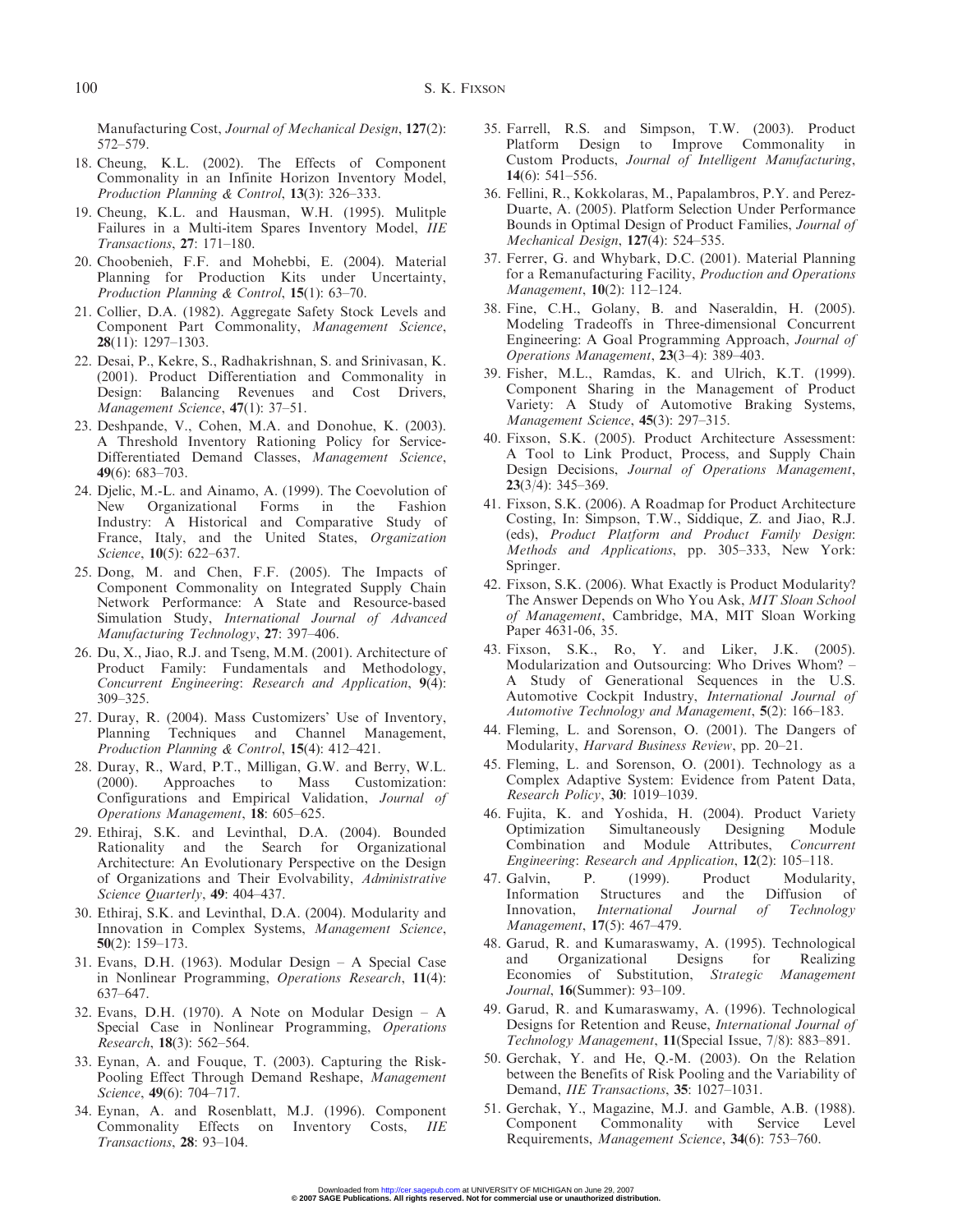Manufacturing Cost, *Journal of Mechanical Design*, **127**(2): 572–579.

18. Cheung, K.L. (2002). The Effects of Component Commonality in an Infinite Horizon Inventory Model, *Production Planning & Control*, **13**(3): 326–333.
19. Cheung, K.L. and Hausman, W.H. (1995). Mulitple Failures in a Multi-item Spares Inventory Model, *IIE Transactions*, **27**: 171–180.
20. Choobenieh, F.F. and Mohebbi, E. (2004). Material Planning for Production Kits under Uncertainty, *Production Planning & Control*, **15**(1): 63–70.
21. Collier, D.A. (1982). Aggregate Safety Stock Levels and Component Part Commonality, *Management Science*, **28**(11): 1297–1303.
22. Desai, P., Kekre, S., Radhakrishnan, S. and Srinivasan, K. (2001). Product Differentiation and Commonality in Design: Balancing Revenues and Cost Drivers, *Management Science*, **47**(1): 37–51.
23. Deshpande, V., Cohen, M.A. and Donohue, K. (2003). A Threshold Inventory Rationing Policy for Service-Differentiated Demand Classes, *Management Science*, **49**(6): 683–703.
24. Djelic, M.-L. and Ainamo, A. (1999). The Coevolution of New Organizational Forms in the Fashion Industry: A Historical and Comparative Study of France, Italy, and the United States, *Organization Science*, **10**(5): 622–637.
25. Dong, M. and Chen, F.F. (2005). The Impacts of Component Commonality on Integrated Supply Chain Network Performance: A State and Resource-based Simulation Study, *International Journal of Advanced Manufacturing Technology*, **27**: 397–406.
26. Du, X., Jiao, R.J. and Tseng, M.M. (2001). Architecture of Product Family: Fundamentals and Methodology, *Concurrent Engineering: Research and Application*, **9**(4): 309–325.
27. Duray, R. (2004). Mass Customizers' Use of Inventory, Planning Techniques and Channel Management, *Production Planning & Control*, **15**(4): 412–421.
28. Duray, R., Ward, P.T., Milligan, G.W. and Berry, W.L. (2000). Approaches to Mass Customization: Configurations and Empirical Validation, *Journal of Operations Management*, **18**: 605–625.
29. Ethiraj, S.K. and Levinthal, D.A. (2004). Bounded Rationality and the Search for Organizational Architecture: An Evolutionary Perspective on the Design of Organizations and Their Evolvability, *Administrative Science Quarterly*, **49**: 404–437.
30. Ethiraj, S.K. and Levinthal, D.A. (2004). Modularity and Innovation in Complex Systems, *Management Science*, **50**(2): 159–173.
31. Evans, D.H. (1963). Modular Design – A Special Case in Nonlinear Programming, *Operations Research*, **11**(4): 637–647.
32. Evans, D.H. (1970). A Note on Modular Design – A Special Case in Nonlinear Programming, *Operations Research*, **18**(3): 562–564.
33. Eynan, A. and Fouque, T. (2003). Capturing the Risk-Pooling Effect Through Demand Reshape, *Management Science*, **49**(6): 704–717.
34. Eynan, A. and Rosenblatt, M.J. (1996). Component Commonality Effects on Inventory Costs, *IIE Transactions*, **28**: 93–104.
35. Farrell, R.S. and Simpson, T.W. (2003). Product Platform Design to Improve Commonality in Custom Products, *Journal of Intelligent Manufacturing*, **14**(6): 541–556.
36. Fellini, R., Kokkolaras, M., Papalambros, P.Y. and Perez-Duarte, A. (2005). Platform Selection Under Performance Bounds in Optimal Design of Product Families, *Journal of Mechanical Design*, **127**(4): 524–535.
37. Ferrer, G. and Whybark, D.C. (2001). Material Planning for a Remanufacturing Facility, *Production and Operations Management*, **10**(2): 112–124.
38. Fine, C.H., Golany, B. and Naseraldin, H. (2005). Modeling Tradeoffs in Three-dimensional Concurrent Engineering: A Goal Programming Approach, *Journal of Operations Management*, **23**(3–4): 389–403.
39. Fisher, M.L., Ramdas, K. and Ulrich, K.T. (1999). Component Sharing in the Management of Product Variety: A Study of Automotive Braking Systems, *Management Science*, **45**(3): 297–315.
40. Fixson, S.K. (2005). Product Architecture Assessment: A Tool to Link Product, Process, and Supply Chain Design Decisions, *Journal of Operations Management*, **23**(3/4): 345–369.
41. Fixson, S.K. (2006). A Roadmap for Product Architecture Costing, In: Simpson, T.W., Siddique, Z. and Jiao, R.J. (eds), *Product Platform and Product Family Design: Methods and Applications*, pp. 305–333, New York: Springer.
42. Fixson, S.K. (2006). What Exactly is Product Modularity? The Answer Depends on Who You Ask, *MIT Sloan School of Management*, Cambridge, MA, MIT Sloan Working Paper 4631-06, 35.
43. Fixson, S.K., Ro, Y. and Liker, J.K. (2005). Modularization and Outsourcing: Who Drives Whom? – A Study of Generational Sequences in the U.S. Automotive Cockpit Industry, *International Journal of Automotive Technology and Management*, **5**(2): 166–183.
44. Fleming, L. and Sorenson, O. (2001). The Dangers of Modularity, *Harvard Business Review*, pp. 20–21.
45. Fleming, L. and Sorenson, O. (2001). Technology as a Complex Adaptive System: Evidence from Patent Data, *Research Policy*, **30**: 1019–1039.
46. Fujita, K. and Yoshida, H. (2004). Product Variety Optimization Simultaneously Designing Module Combination and Module Attributes, *Concurrent Engineering: Research and Application*, **12**(2): 105–118.
47. Galvin, P. (1999). Product Modularity, Information Structures and the Diffusion of Innovation, *International Journal of Technology Management*, **17**(5): 467–479.
48. Garud, R. and Kumaraswamy, A. (1995). Technological and Organizational Designs for Realizing Economies of Substitution, *Strategic Management Journal*, **16**(Summer): 93–109.
49. Garud, R. and Kumaraswamy, A. (1996). Technological Designs for Retention and Reuse, *International Journal of Technology Management*, **11**(Special Issue, 7/8): 883–891.
50. Gerchak, Y. and He, Q.-M. (2003). On the Relation between the Benefits of Risk Pooling and the Variability of Demand, *IIE Transactions*, **35**: 1027–1031.
51. Gerchak, Y., Magazine, M.J. and Gamble, A.B. (1988). Component Commonality with Service Level Requirements, *Management Science*, **34**(6): 753–760.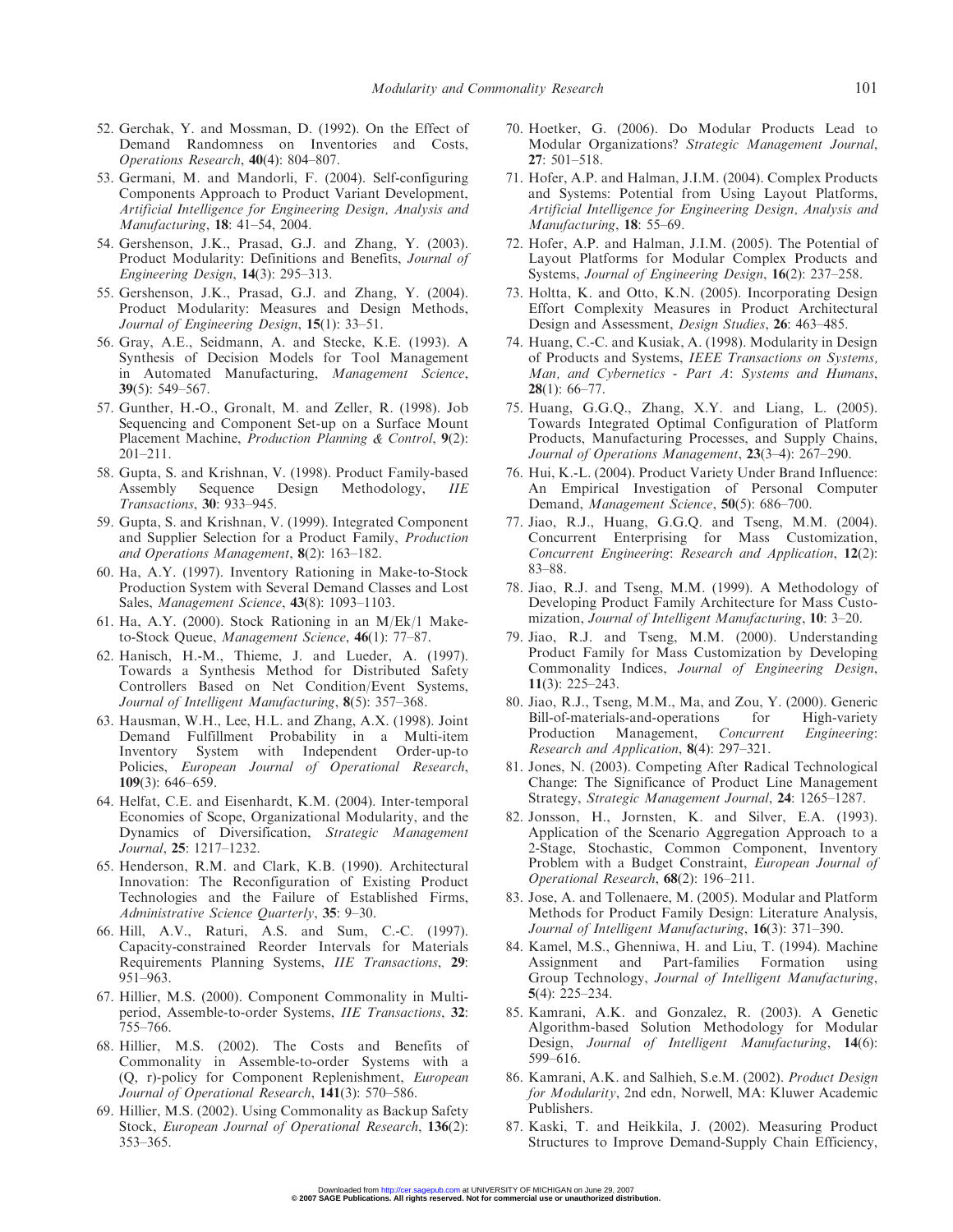52. Gerchak, Y. and Mossman, D. (1992). On the Effect of Demand Randomness on Inventories and Costs, *Operations Research*, **40**(4): 804–807.
53. Germani, M. and Mandorli, F. (2004). Self-configuring Components Approach to Product Variant Development, *Artificial Intelligence for Engineering Design, Analysis and Manufacturing*, **18**: 41–54, 2004.
54. Gershenson, J.K., Prasad, G.J. and Zhang, Y. (2003). Product Modularity: Definitions and Benefits, *Journal of Engineering Design*, **14**(3): 295–313.
55. Gershenson, J.K., Prasad, G.J. and Zhang, Y. (2004). Product Modularity: Measures and Design Methods, *Journal of Engineering Design*, **15**(1): 33–51.
56. Gray, A.E., Seidmann, A. and Stecke, K.E. (1993). A Synthesis of Decision Models for Tool Management in Automated Manufacturing, *Management Science*, **39**(5): 549–567.
57. Gunther, H.-O., Gronalt, M. and Zeller, R. (1998). Job Sequencing and Component Set-up on a Surface Mount Placement Machine, *Production Planning & Control*, **9**(2): 201–211.
58. Gupta, S. and Krishnan, V. (1998). Product Family-based Assembly Sequence Design Methodology, *IIE Transactions*, **30**: 933–945.
59. Gupta, S. and Krishnan, V. (1999). Integrated Component and Supplier Selection for a Product Family, *Production and Operations Management*, **8**(2): 163–182.
60. Ha, A.Y. (1997). Inventory Rationing in Make-to-Stock Production System with Several Demand Classes and Lost Sales, *Management Science*, **43**(8): 1093–1103.
61. Ha, A.Y. (2000). Stock Rationing in an M/Ek/1 Make-to-Stock Queue, *Management Science*, **46**(1): 77–87.
62. Hanisch, H.-M., Thieme, J. and Lueder, A. (1997). Towards a Synthesis Method for Distributed Safety Controllers Based on Net Condition/Event Systems, *Journal of Intelligent Manufacturing*, **8**(5): 357–368.
63. Hausman, W.H., Lee, H.L. and Zhang, A.X. (1998). Joint Demand Fulfillment Probability in a Multi-item Inventory System with Independent Order-up-to Policies, *European Journal of Operational Research*, **109**(3): 646–659.
64. Helfat, C.E. and Eisenhardt, K.M. (2004). Inter-temporal Economies of Scope, Organizational Modularity, and the Dynamics of Diversification, *Strategic Management Journal*, **25**: 1217–1232.
65. Henderson, R.M. and Clark, K.B. (1990). Architectural Innovation: The Reconfiguration of Existing Product Technologies and the Failure of Established Firms, *Administrative Science Quarterly*, **35**: 9–30.
66. Hill, A.V., Raturi, A.S. and Sum, C.-C. (1997). Capacity-constrained Reorder Intervals for Materials Requirements Planning Systems, *IIE Transactions*, **29**: 951–963.
67. Hillier, M.S. (2000). Component Commonality in Multi-period, Assemble-to-order Systems, *IIE Transactions*, **32**: 755–766.
68. Hillier, M.S. (2002). The Costs and Benefits of Commonality in Assemble-to-order Systems with a (Q, r)-policy for Component Replenishment, *European Journal of Operational Research*, **141**(3): 570–586.
69. Hillier, M.S. (2002). Using Commonality as Backup Safety Stock, *European Journal of Operational Research*, **136**(2): 353–365.
70. Hoetker, G. (2006). Do Modular Products Lead to Modular Organizations? *Strategic Management Journal*, **27**: 501–518.
71. Hofer, A.P. and Halman, J.I.M. (2004). Complex Products and Systems: Potential from Using Layout Platforms, *Artificial Intelligence for Engineering Design, Analysis and Manufacturing*, **18**: 55–69.
72. Hofer, A.P. and Halman, J.I.M. (2005). The Potential of Layout Platforms for Modular Complex Products and Systems, *Journal of Engineering Design*, **16**(2): 237–258.
73. Holtta, K. and Otto, K.N. (2005). Incorporating Design Effort Complexity Measures in Product Architectural Design and Assessment, *Design Studies*, **26**: 463–485.
74. Huang, C.-C. and Kusiak, A. (1998). Modularity in Design of Products and Systems, *IEEE Transactions on Systems, Man, and Cybernetics - Part A: Systems and Humans*, **28**(1): 66–77.
75. Huang, G.G.Q., Zhang, X.Y. and Liang, L. (2005). Towards Integrated Optimal Configuration of Platform Products, Manufacturing Processes, and Supply Chains, *Journal of Operations Management*, **23**(3–4): 267–290.
76. Hui, K.-L. (2004). Product Variety Under Brand Influence: An Empirical Investigation of Personal Computer Demand, *Management Science*, **50**(5): 686–700.
77. Jiao, R.J., Huang, G.G.Q. and Tseng, M.M. (2004). Concurrent Enterprising for Mass Customization, *Concurrent Engineering: Research and Application*, **12**(2): 83–88.
78. Jiao, R.J. and Tseng, M.M. (1999). A Methodology of Developing Product Family Architecture for Mass Customization, *Journal of Intelligent Manufacturing*, **10**: 3–20.
79. Jiao, R.J. and Tseng, M.M. (2000). Understanding Product Family for Mass Customization by Developing Commonality Indices, *Journal of Engineering Design*, **11**(3): 225–243.
80. Jiao, R.J., Tseng, M.M., Ma, and Zou, Y. (2000). Generic Bill-of-materials-and-operations for High-variety Production Management, *Concurrent Engineering: Research and Application*, **8**(4): 297–321.
81. Jones, N. (2003). Competing After Radical Technological Change: The Significance of Product Line Management Strategy, *Strategic Management Journal*, **24**: 1265–1287.
82. Jonsson, H., Jornsten, K. and Silver, E.A. (1993). Application of the Scenario Aggregation Approach to a 2-Stage, Stochastic, Common Component, Inventory Problem with a Budget Constraint, *European Journal of Operational Research*, **68**(2): 196–211.
83. Jose, A. and Tollenaere, M. (2005). Modular and Platform Methods for Product Family Design: Literature Analysis, *Journal of Intelligent Manufacturing*, **16**(3): 371–390.
84. Kamel, M.S., Ghenniwa, H. and Liu, T. (1994). Machine Assignment and Part-families Formation using Group Technology, *Journal of Intelligent Manufacturing*, **5**(4): 225–234.
85. Kamrani, A.K. and Gonzalez, R. (2003). A Genetic Algorithm-based Solution Methodology for Modular Design, *Journal of Intelligent Manufacturing*, **14**(6): 599–616.
86. Kamrani, A.K. and Salhieh, S.e.M. (2002). *Product Design for Modularity*, 2nd edn, Norwell, MA: Kluwer Academic Publishers.
87. Kaski, T. and Heikkila, J. (2002). Measuring Product Structures to Improve Demand-Supply Chain Efficiency,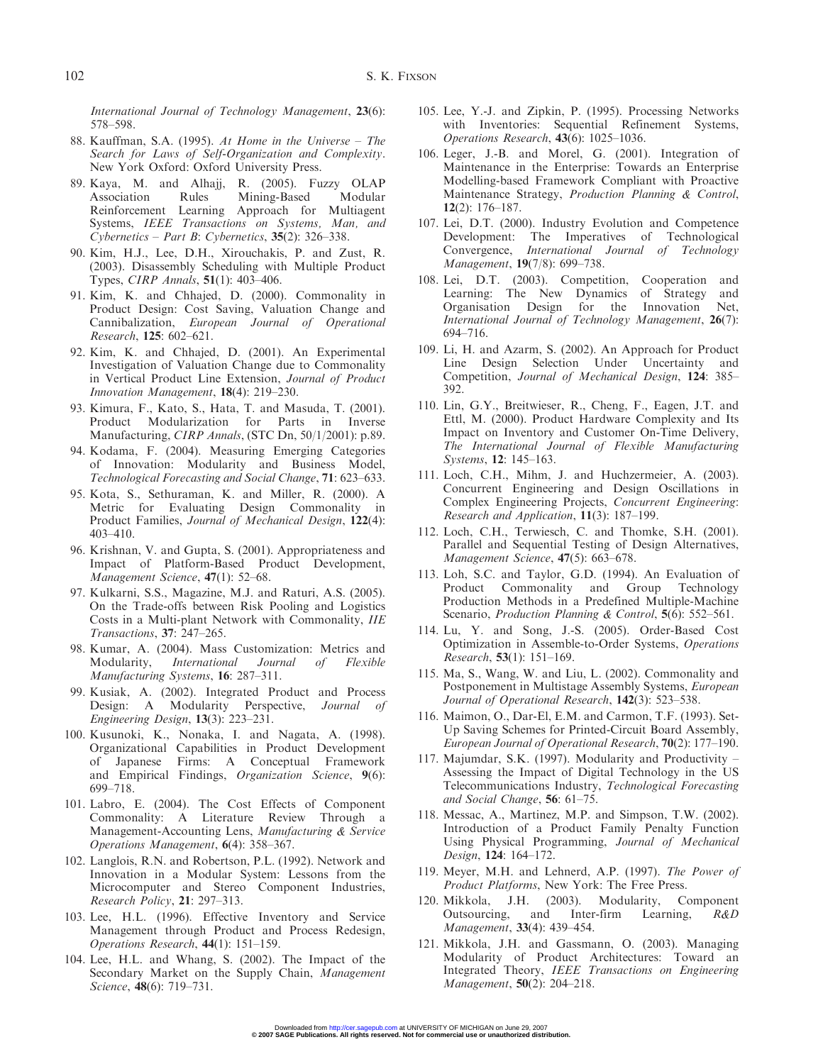*International Journal of Technology Management*, **23**(6): 578–598.

88. Kauffman, S.A. (1995). *At Home in the Universe – The Search for Laws of Self-Organization and Complexity*. New York Oxford: Oxford University Press.
89. Kaya, M. and Alhajj, R. (2005). Fuzzy OLAP Association Rules Mining-Based Modular Reinforcement Learning Approach for Multiagent Systems, *IEEE Transactions on Systems, Man, and Cybernetics – Part B: Cybernetics*, **35**(2): 326–338.
90. Kim, H.J., Lee, D.H., Xirouchakis, P. and Zust, R. (2003). Disassembly Scheduling with Multiple Product Types, *CIRP Annals*, **51**(1): 403–406.
91. Kim, K. and Chhajed, D. (2000). Commonality in Product Design: Cost Saving, Valuation Change and Cannibalization, *European Journal of Operational Research*, **125**: 602–621.
92. Kim, K. and Chhajed, D. (2001). An Experimental Investigation of Valuation Change due to Commonality in Vertical Product Line Extension, *Journal of Product Innovation Management*, **18**(4): 219–230.
93. Kimura, F., Kato, S., Hata, T. and Masuda, T. (2001). Product Modularization for Parts in Inverse Manufacturing, *CIRP Annals*, (STC Dn, 50/1/2001): p.89.
94. Kodama, F. (2004). Measuring Emerging Categories of Innovation: Modularity and Business Model, *Technological Forecasting and Social Change*, **71**: 623–633.
95. Kota, S., Sethuraman, K. and Miller, R. (2000). A Metric for Evaluating Design Commonality in Product Families, *Journal of Mechanical Design*, **122**(4): 403–410.
96. Krishnan, V. and Gupta, S. (2001). Appropriateness and Impact of Platform-Based Product Development, *Management Science*, **47**(1): 52–68.
97. Kulkarni, S.S., Magazine, M.J. and Raturi, A.S. (2005). On the Trade-offs between Risk Pooling and Logistics Costs in a Multi-plant Network with Commonality, *IIE Transactions*, **37**: 247–265.
98. Kumar, A. (2004). Mass Customization: Metrics and Modularity, *International Journal of Flexible Manufacturing Systems*, **16**: 287–311.
99. Kusiak, A. (2002). Integrated Product and Process Design: A Modularity Perspective, *Journal of Engineering Design*, **13**(3): 223–231.
100. Kusunoki, K., Nonaka, I. and Nagata, A. (1998). Organizational Capabilities in Product Development of Japanese Firms: A Conceptual Framework and Empirical Findings, *Organization Science*, **9**(6): 699–718.
101. Labro, E. (2004). The Cost Effects of Component Commonality: A Literature Review Through a Management-Accounting Lens, *Manufacturing & Service Operations Management*, **6**(4): 358–367.
102. Langlois, R.N. and Robertson, P.L. (1992). Network and Innovation in a Modular System: Lessons from the Microcomputer and Stereo Component Industries, *Research Policy*, **21**: 297–313.
103. Lee, H.L. (1996). Effective Inventory and Service Management through Product and Process Redesign, *Operations Research*, **44**(1): 151–159.
104. Lee, H.L. and Whang, S. (2002). The Impact of the Secondary Market on the Supply Chain, *Management Science*, **48**(6): 719–731.
105. Lee, Y.-J. and Zipkin, P. (1995). Processing Networks with Inventories: Sequential Refinement Systems, *Operations Research*, **43**(6): 1025–1036.
106. Leger, J.-B. and Morel, G. (2001). Integration of Maintenance in the Enterprise: Towards an Enterprise Modelling-based Framework Compliant with Proactive Maintenance Strategy, *Production Planning & Control*, **12**(2): 176–187.
107. Lei, D.T. (2000). Industry Evolution and Competence Development: The Imperatives of Technological Convergence, *International Journal of Technology Management*, **19**(7/8): 699–738.
108. Lei, D.T. (2003). Competition, Cooperation and Learning: The New Dynamics of Strategy and Organisation Design for the Innovation Net, *International Journal of Technology Management*, **26**(7): 694–716.
109. Li, H. and Azarm, S. (2002). An Approach for Product Line Design Selection Under Uncertainty and Competition, *Journal of Mechanical Design*, **124**: 385–392.
110. Lin, G.Y., Breitwieser, R., Cheng, F., Eagen, J.T. and Ettl, M. (2000). Product Hardware Complexity and Its Impact on Inventory and Customer On-Time Delivery, *The International Journal of Flexible Manufacturing Systems*, **12**: 145–163.
111. Loch, C.H., Mihm, J. and Huchzermeier, A. (2003). Concurrent Engineering and Design Oscillations in Complex Engineering Projects, *Concurrent Engineering: Research and Application*, **11**(3): 187–199.
112. Loch, C.H., Terwiesch, C. and Thomke, S.H. (2001). Parallel and Sequential Testing of Design Alternatives, *Management Science*, **47**(5): 663–678.
113. Loh, S.C. and Taylor, G.D. (1994). An Evaluation of Product Commonality and Group Technology Production Methods in a Predefined Multiple-Machine Scenario, *Production Planning & Control*, **5**(6): 552–561.
114. Lu, Y. and Song, J.-S. (2005). Order-Based Cost Optimization in Assemble-to-Order Systems, *Operations Research*, **53**(1): 151–169.
115. Ma, S., Wang, W. and Liu, L. (2002). Commonality and Postponement in Multistage Assembly Systems, *European Journal of Operational Research*, **142**(3): 523–538.
116. Maimon, O., Dar-El, E.M. and Carmon, T.F. (1993). Set-Up Saving Schemes for Printed-Circuit Board Assembly, *European Journal of Operational Research*, **70**(2): 177–190.
117. Majumdar, S.K. (1997). Modularity and Productivity – Assessing the Impact of Digital Technology in the US Telecommunications Industry, *Technological Forecasting and Social Change*, **56**: 61–75.
118. Messac, A., Martinez, M.P. and Simpson, T.W. (2002). Introduction of a Product Family Penalty Function Using Physical Programming, *Journal of Mechanical Design*, **124**: 164–172.
119. Meyer, M.H. and Lehnerd, A.P. (1997). *The Power of Product Platforms*, New York: The Free Press.
120. Mikkola, J.H. (2003). Modularity, Component Outsourcing, and Inter-firm Learning, *R&D Management*, **33**(4): 439–454.
121. Mikkola, J.H. and Gassmann, O. (2003). Managing Modularity of Product Architectures: Toward an Integrated Theory, *IEEE Transactions on Engineering Management*, **50**(2): 204–218.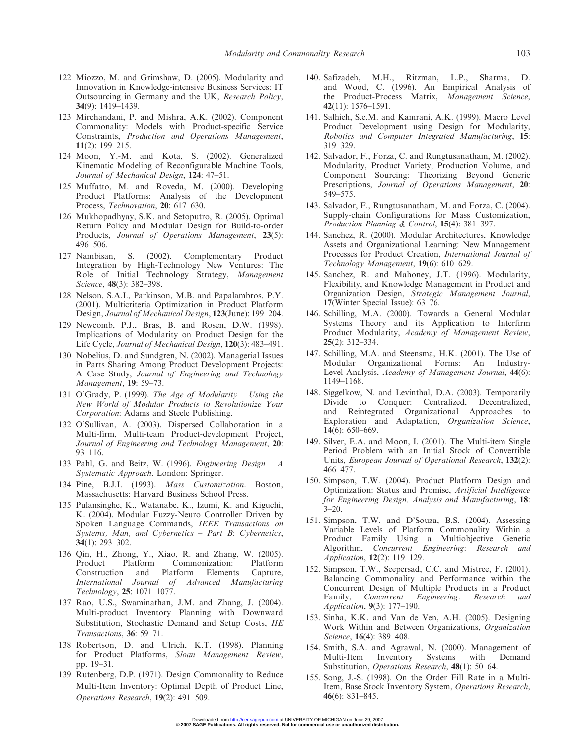122. Miozzo, M. and Grimshaw, D. (2005). Modularity and Innovation in Knowledge-intensive Business Services: IT Outsourcing in Germany and the UK, *Research Policy*, **34**(9): 1419–1439.
123. Mirchandani, P. and Mishra, A.K. (2002). Component Commonality: Models with Product-specific Service Constraints, *Production and Operations Management*, **11**(2): 199–215.
124. Moon, Y.-M. and Kota, S. (2002). Generalized Kinematic Modeling of Reconfigurable Machine Tools, *Journal of Mechanical Design*, **124**: 47–51.
125. Muffatto, M. and Roveda, M. (2000). Developing Product Platforms: Analysis of the Development Process, *Technovation*, **20**: 617–630.
126. Mukhopadhyay, S.K. and Setoputro, R. (2005). Optimal Return Policy and Modular Design for Build-to-order Products, *Journal of Operations Management*, **23**(5): 496–506.
127. Nambisan, S. (2002). Complementary Product Integration by High-Technology New Ventures: The Role of Initial Technology Strategy, *Management Science*, **48**(3): 382–398.
128. Nelson, S.A.I., Parkinson, M.B. and Papalambros, P.Y. (2001). Multicriteria Optimization in Product Platform Design, *Journal of Mechanical Design*, **123**(June): 199–204.
129. Newcomb, P.J., Bras, B. and Rosen, D.W. (1998). Implications of Modularity on Product Design for the Life Cycle, *Journal of Mechanical Design*, **120**(3): 483–491.
130. Nobelius, D. and Sundgren, N. (2002). Managerial Issues in Parts Sharing Among Product Development Projects: A Case Study, *Journal of Engineering and Technology Management*, **19**: 59–73.
131. O'Grady, P. (1999). *The Age of Modularity – Using the New World of Modular Products to Revolutionize Your Corporation*: Adams and Steele Publishing.
132. O'Sullivan, A. (2003). Dispersed Collaboration in a Multi-firm, Multi-team Product-development Project, *Journal of Engineering and Technology Management*, **20**: 93–116.
133. Pahl, G. and Beitz, W. (1996). *Engineering Design – A Systematic Approach*. London: Springer.
134. Pine, B.J.I. (1993). *Mass Customization*. Boston, Massachusetts: Harvard Business School Press.
135. Pulasinghe, K., Watanabe, K., Izumi, K. and Kiguchi, K. (2004). Modular Fuzzy-Neuro Controller Driven by Spoken Language Commands, *IEEE Transactions on Systems, Man, and Cybernetics – Part B: Cybernetics*, **34**(1): 293–302.
136. Qin, H., Zhong, Y., Xiao, R. and Zhang, W. (2005). Product Platform Commonization: Platform Construction and Platform Elements Capture, *International Journal of Advanced Manufacturing Technology*, **25**: 1071–1077.
137. Rao, U.S., Swaminathan, J.M. and Zhang, J. (2004). Multi-product Inventory Planning with Downward Substitution, Stochastic Demand and Setup Costs, *IIE Transactions*, **36**: 59–71.
138. Robertson, D. and Ulrich, K.T. (1998). Planning for Product Platforms, *Sloan Management Review*, pp. 19–31.
139. Rutenberg, D.P. (1971). Design Commonality to Reduce Multi-Item Inventory: Optimal Depth of Product Line, *Operations Research*, **19**(2): 491–509.
140. Safizadeh, M.H., Ritzman, L.P., Sharma, D. and Wood, C. (1996). An Empirical Analysis of the Product-Process Matrix, *Management Science*, **42**(11): 1576–1591.
141. Salhieh, S.e.M. and Kamrani, A.K. (1999). Macro Level Product Development using Design for Modularity, *Robotics and Computer Integrated Manufacturing*, **15**: 319–329.
142. Salvador, F., Forza, C. and Rungtusanatham, M. (2002). Modularity, Product Variety, Production Volume, and Component Sourcing: Theorizing Beyond Generic Prescriptions, *Journal of Operations Management*, **20**: 549–575.
143. Salvador, F., Rungtusanatham, M. and Forza, C. (2004). Supply-chain Configurations for Mass Customization, *Production Planning & Control*, **15**(4): 381–397.
144. Sanchez, R. (2000). Modular Architectures, Knowledge Assets and Organizational Learning: New Management Processes for Product Creation, *International Journal of Technology Management*, **19**(6): 610–629.
145. Sanchez, R. and Mahoney, J.T. (1996). Modularity, Flexibility, and Knowledge Management in Product and Organization Design, *Strategic Management Journal*, **17**(Winter Special Issue): 63–76.
146. Schilling, M.A. (2000). Towards a General Modular Systems Theory and its Application to Interfirm Product Modularity, *Academy of Management Review*, **25**(2): 312–334.
147. Schilling, M.A. and Steensma, H.K. (2001). The Use of Modular Organizational Forms: An Industry-Level Analysis, *Academy of Management Journal*, **44**(6): 1149–1168.
148. Siggelkow, N. and Levinthal, D.A. (2003). Temporarily Divide to Conquer: Centralized, Decentralized, and Reintegrated Organizational Approaches to Exploration and Adaptation, *Organization Science*, **14**(6): 650–669.
149. Silver, E.A. and Moon, I. (2001). The Multi-item Single Period Problem with an Initial Stock of Convertible Units, *European Journal of Operational Research*, **132**(2): 466–477.
150. Simpson, T.W. (2004). Product Platform Design and Optimization: Status and Promise, *Artificial Intelligence for Engineering Design, Analysis and Manufacturing*, **18**: 3–20.
151. Simpson, T.W. and D'Souza, B.S. (2004). Assessing Variable Levels of Platform Commonality Within a Product Family Using a Multiobjective Genetic Algorithm, *Concurrent Engineering: Research and Application*, **12**(2): 119–129.
152. Simpson, T.W., Seepersad, C.C. and Mistree, F. (2001). Balancing Commonality and Performance within the Concurrent Design of Multiple Products in a Product Family, *Concurrent Engineering: Research and Application*, **9**(3): 177–190.
153. Sinha, K.K. and Van de Ven, A.H. (2005). Designing Work Within and Between Organizations, *Organization Science*, **16**(4): 389–408.
154. Smith, S.A. and Agrawal, N. (2000). Management of Multi-Item Inventory Systems with Demand Substitution, *Operations Research*, **48**(1): 50–64.
155. Song, J.-S. (1998). On the Order Fill Rate in a Multi-Item, Base Stock Inventory System, *Operations Research*, **46**(6): 831–845.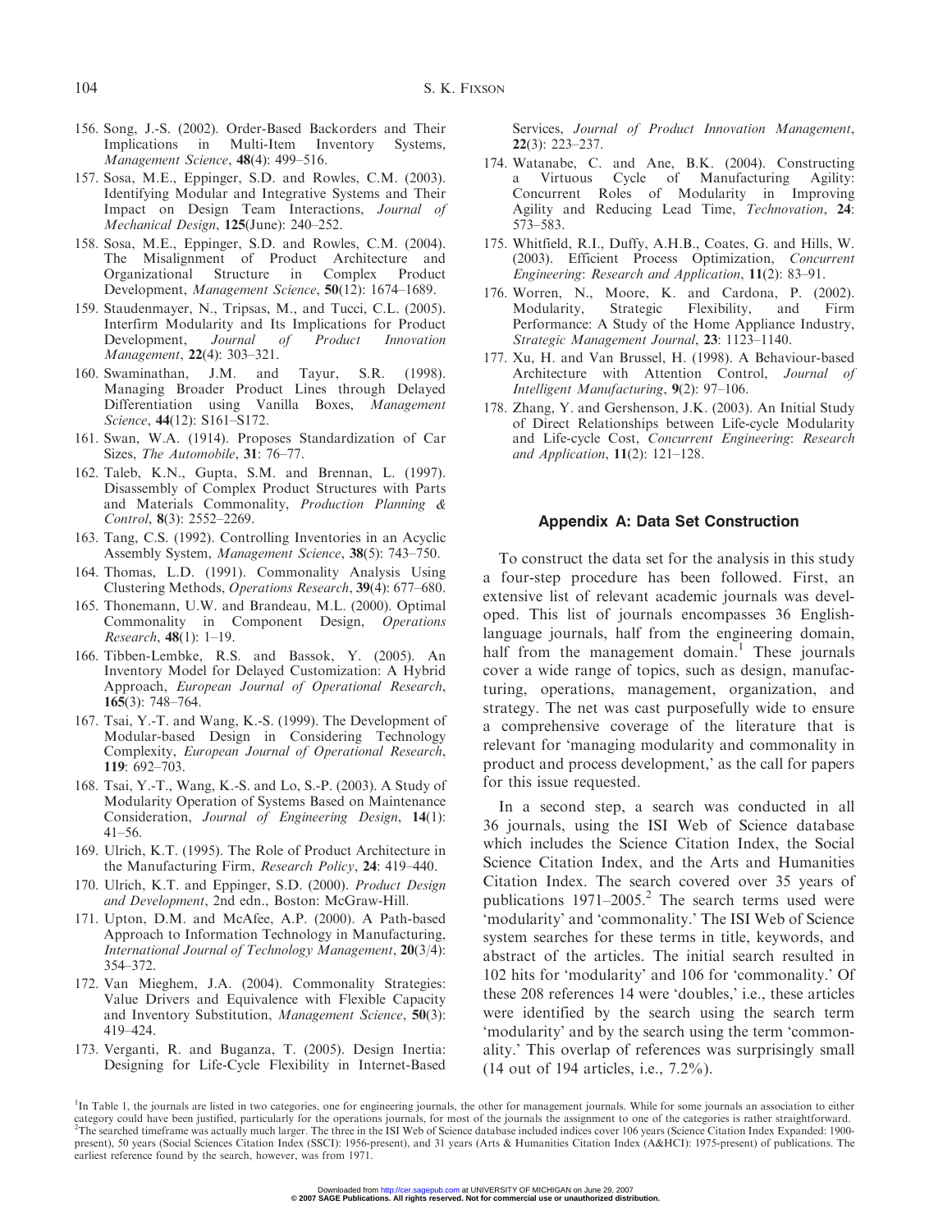156. Song, J.-S. (2002). Order-Based Backorders and Their Implications in Multi-Item Inventory Systems, *Management Science*, **48**(4): 499–516.
157. Sosa, M.E., Eppinger, S.D. and Rowles, C.M. (2003). Identifying Modular and Integrative Systems and Their Impact on Design Team Interactions, *Journal of Mechanical Design*, **125**(June): 240–252.
158. Sosa, M.E., Eppinger, S.D. and Rowles, C.M. (2004). The Misalignment of Product Architecture and Organizational Structure in Complex Product Development, *Management Science*, **50**(12): 1674–1689.
159. Staudenmayer, N., Tripsas, M., and Tucci, C.L. (2005). Interfirm Modularity and Its Implications for Product Development, *Journal of Product Innovation Management*, **22**(4): 303–321.
160. Swaminathan, J.M. and Tayur, S.R. (1998). Managing Broader Product Lines through Delayed Differentiation using Vanilla Boxes, *Management Science*, **44**(12): S161–S172.
161. Swan, W.A. (1914). Proposes Standardization of Car Sizes, *The Automobile*, **31**: 76–77.
162. Taleb, K.N., Gupta, S.M. and Brennan, L. (1997). Disassembly of Complex Product Structures with Parts and Materials Commonality, *Production Planning & Control*, **8**(3): 2552–2269.
163. Tang, C.S. (1992). Controlling Inventories in an Acyclic Assembly System, *Management Science*, **38**(5): 743–750.
164. Thomas, L.D. (1991). Commonality Analysis Using Clustering Methods, *Operations Research*, **39**(4): 677–680.
165. Thonemann, U.W. and Brandeau, M.L. (2000). Optimal Commonality in Component Design, *Operations Research*, **48**(1): 1–19.
166. Tibben-Lembke, R.S. and Bassok, Y. (2005). An Inventory Model for Delayed Customization: A Hybrid Approach, *European Journal of Operational Research*, **165**(3): 748–764.
167. Tsai, Y.-T. and Wang, K.-S. (1999). The Development of Modular-based Design in Considering Technology Complexity, *European Journal of Operational Research*, **119**: 692–703.
168. Tsai, Y.-T., Wang, K.-S. and Lo, S.-P. (2003). A Study of Modularity Operation of Systems Based on Maintenance Consideration, *Journal of Engineering Design*, **14**(1): 41–56.
169. Ulrich, K.T. (1995). The Role of Product Architecture in the Manufacturing Firm, *Research Policy*, **24**: 419–440.
170. Ulrich, K.T. and Eppinger, S.D. (2000). *Product Design and Development*, 2nd edn., Boston: McGraw-Hill.
171. Upton, D.M. and McAfee, A.P. (2000). A Path-based Approach to Information Technology in Manufacturing, *International Journal of Technology Management*, **20**(3/4): 354–372.
172. Van Mieghem, J.A. (2004). Commonality Strategies: Value Drivers and Equivalence with Flexible Capacity and Inventory Substitution, *Management Science*, **50**(3): 419–424.
173. Verganti, R. and Buganza, T. (2005). Design Inertia: Designing for Life-Cycle Flexibility in Internet-Based Services, *Journal of Product Innovation Management*, **22**(3): 223–237.
174. Watanabe, C. and Ane, B.K. (2004). Constructing a Virtuous Cycle of Manufacturing Agility: Concurrent Roles of Modularity in Improving Agility and Reducing Lead Time, *Technovation*, **24**: 573–583.
175. Whitfield, R.I., Duffy, A.H.B., Coates, G. and Hills, W. (2003). Efficient Process Optimization, *Concurrent Engineering: Research and Application*, **11**(2): 83–91.
176. Worren, N., Moore, K. and Cardona, P. (2002). Modularity, Strategic Flexibility, and Firm Performance: A Study of the Home Appliance Industry, *Strategic Management Journal*, **23**: 1123–1140.
177. Xu, H. and Van Brussel, H. (1998). A Behaviour-based Architecture with Attention Control, *Journal of Intelligent Manufacturing*, **9**(2): 97–106.
178. Zhang, Y. and Gershenson, J.K. (2003). An Initial Study of Direct Relationships between Life-cycle Modularity and Life-cycle Cost, *Concurrent Engineering: Research and Application*, **11**(2): 121–128.

## Appendix A: Data Set Construction

To construct the data set for the analysis in this study a four-step procedure has been followed. First, an extensive list of relevant academic journals was developed. This list of journals encompasses 36 English-language journals, half from the engineering domain, half from the management domain.[1] These journals cover a wide range of topics, such as design, manufacturing, operations, management, organization, and strategy. The net was cast purposefully wide to ensure a comprehensive coverage of the literature that is relevant for 'managing modularity and commonality in product and process development,' as the call for papers for this issue requested.

In a second step, a search was conducted in all 36 journals, using the ISI Web of Science database which includes the Science Citation Index, the Social Science Citation Index, and the Arts and Humanities Citation Index. The search covered over 35 years of publications 1971–2005.[2] The search terms used were 'modularity' and 'commonality.' The ISI Web of Science system searches for these terms in title, keywords, and abstract of the articles. The initial search resulted in 102 hits for 'modularity' and 106 for 'commonality.' Of these 208 references 14 were 'doubles,' i.e., these articles were identified by the search using the search term 'modularity' and by the search using the term 'commonality.' This overlap of references was surprisingly small (14 out of 194 articles, i.e., 7.2%).

[1] In Table 1, the journals are listed in two categories, one for engineering journals, the other for management journals. While for some journals an association to either category could have been justified, particularly for the operations journals, for most of the journals the assignment to one of the categories is rather straightforward.

[2] The searched timeframe was actually much larger. The three in the ISI Web of Science database included indices cover 106 years (Science Citation Index Expanded: 1900-present), 50 years (Social Sciences Citation Index (SSCI): 1956-present), and 31 years (Arts & Humanities Citation Index (A&HCI): 1975-present) of publications. The earliest reference found by the search, however, was from 1971.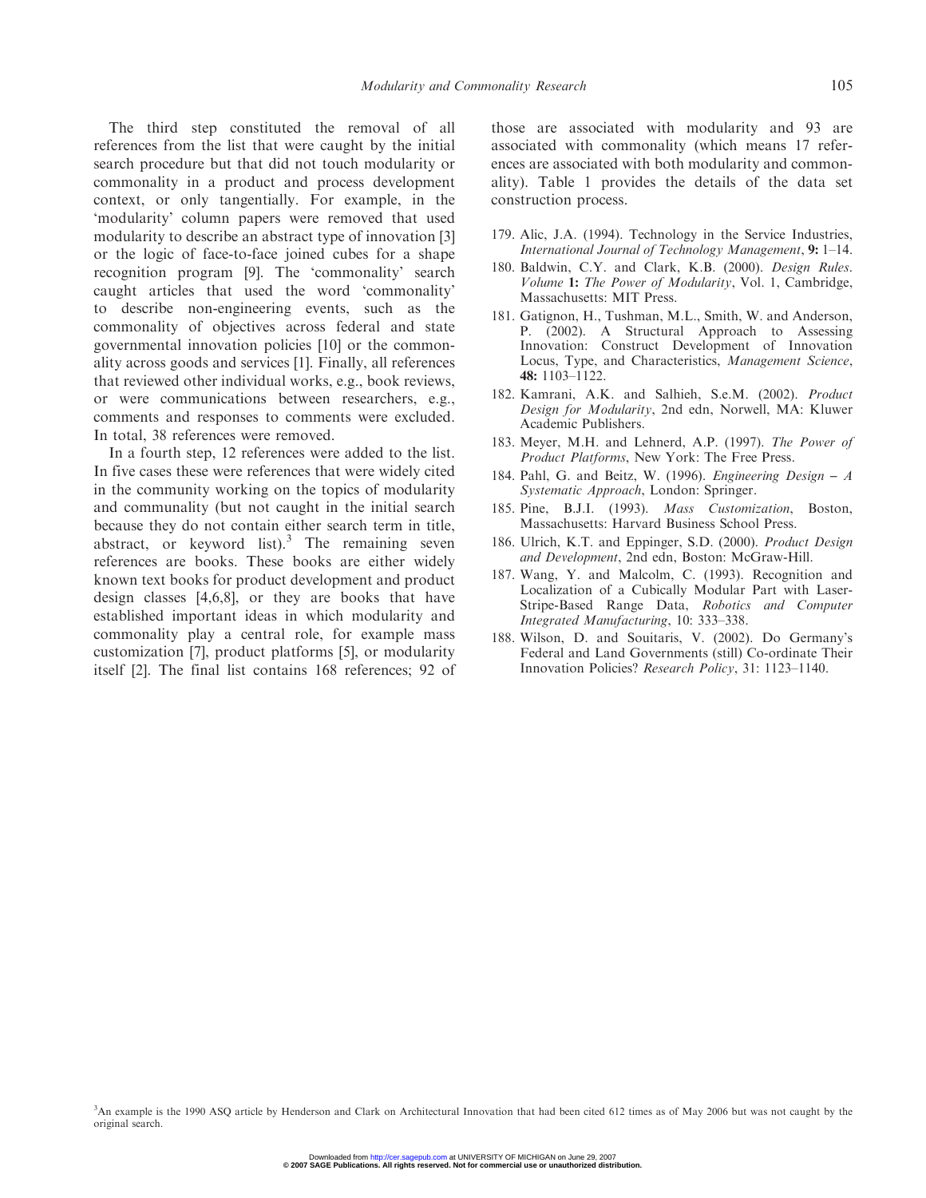The third step constituted the removal of all references from the list that were caught by the initial search procedure but that did not touch modularity or commonality in a product and process development context, or only tangentially. For example, in the 'modularity' column papers were removed that used modularity to describe an abstract type of innovation [3] or the logic of face-to-face joined cubes for a shape recognition program [9]. The 'commonality' search caught articles that used the word 'commonality' to describe non-engineering events, such as the commonality of objectives across federal and state governmental innovation policies [10] or the commonality across goods and services [1]. Finally, all references that reviewed other individual works, e.g., book reviews, or were communications between researchers, e.g., comments and responses to comments were excluded. In total, 38 references were removed.

In a fourth step, 12 references were added to the list. In five cases these were references that were widely cited in the community working on the topics of modularity and communality (but not caught in the initial search because they do not contain either search term in title, abstract, or keyword list).[3] The remaining seven references are books. These books are either widely known text books for product development and product design classes [4,6,8], or they are books that have established important ideas in which modularity and commonality play a central role, for example mass customization [7], product platforms [5], or modularity itself [2]. The final list contains 168 references; 92 of those are associated with modularity and 93 are associated with commonality (which means 17 references are associated with both modularity and commonality). Table 1 provides the details of the data set construction process.

179. Alic, J.A. (1994). Technology in the Service Industries, *International Journal of Technology Management*, **9:** 1–14.
180. Baldwin, C.Y. and Clark, K.B. (2000). *Design Rules. Volume* **1:** *The Power of Modularity*, Vol. 1, Cambridge, Massachusetts: MIT Press.
181. Gatignon, H., Tushman, M.L., Smith, W. and Anderson, P. (2002). A Structural Approach to Assessing Innovation: Construct Development of Innovation Locus, Type, and Characteristics, *Management Science*, **48:** 1103–1122.
182. Kamrani, A.K. and Salhieh, S.e.M. (2002). *Product Design for Modularity*, 2nd edn, Norwell, MA: Kluwer Academic Publishers.
183. Meyer, M.H. and Lehnerd, A.P. (1997). *The Power of Product Platforms*, New York: The Free Press.
184. Pahl, G. and Beitz, W. (1996). *Engineering Design – A Systematic Approach*, London: Springer.
185. Pine, B.J.I. (1993). *Mass Customization*, Boston, Massachusetts: Harvard Business School Press.
186. Ulrich, K.T. and Eppinger, S.D. (2000). *Product Design and Development*, 2nd edn, Boston: McGraw-Hill.
187. Wang, Y. and Malcolm, C. (1993). Recognition and Localization of a Cubically Modular Part with Laser-Stripe-Based Range Data, *Robotics and Computer Integrated Manufacturing*, 10: 333–338.
188. Wilson, D. and Souitaris, V. (2002). Do Germany's Federal and Land Governments (still) Co-ordinate Their Innovation Policies? *Research Policy*, 31: 1123–1140.

[3] An example is the 1990 ASQ article by Henderson and Clark on Architectural Innovation that had been cited 612 times as of May 2006 but was not caught by the original search.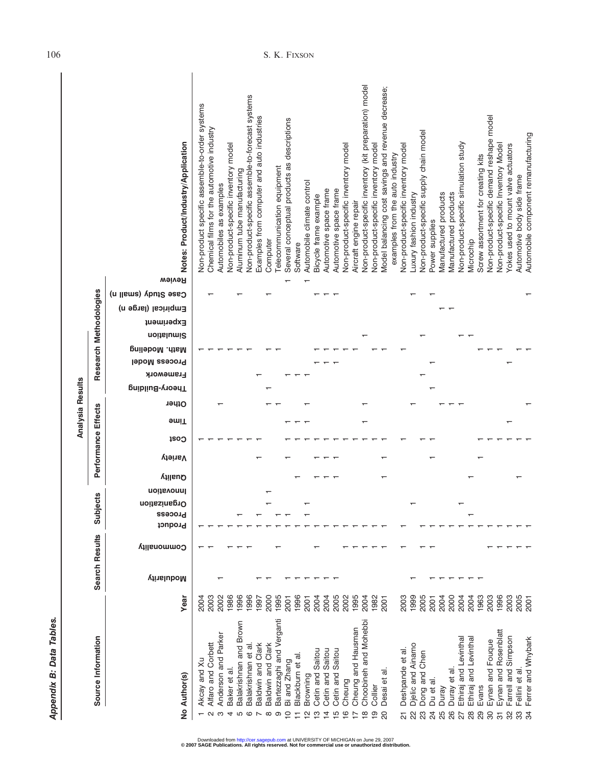*Appendix B: Data Tables.*

| Source Information | | | Search Results | | Subjects | | | | Analysis Results: Performance Effects | | | | | Analysis Results: Research Methodologies | | | | | | | | | |
|---|---|---|---|---|---|---|---|---|---|---|---|---|---|---|---|---|---|---|---|---|---|---|---|
| No | Author(s) | Year | Modularity | Commonality | Product | Process | Organization | Innovation | Quality | Variety | Cost | Time | Other | Theory-Building | Framework | Process Model | Math. Modeling | Simulation | Experiment | Empirical (large n) | Case Study (small n) | Review | Notes: Product/Industry/Application |
| 1 | Akcay and Xu | 2004 | | 1 | 1 | | | | | | 1 | | | | | | 1 | | | | | | Non-product specific assemble-to-order systems |
| 2 | Alfaro and Corbett | 2003 | | 1 | 1 | | | | | | 1 | | | | | | 1 | | | | 1 | | Chemical films for the automotive industry |
| 3 | Anderson and Parker | 2002 | 1 | | 1 | | | | | | 1 | | 1 | | | | 1 | | | | | | Automobiles as examples |
| 4 | Baker et al. | 1986 | | 1 | 1 | | | | | | 1 | | | | | | 1 | | | | | | Non-product-specific inventory model |
| 5 | Balakrishnan and Brown | 1996 | | 1 | 1 | 1 | | | | | 1 | | | | | | 1 | | | | 1 | | Aluminum tube manufacturing |
| 6 | Balakrishnan et al. | 1996 | | 1 | 1 | | | | | | 1 | | | | | | 1 | | | | | | Non-product-specific assemble-to-forecast systems |
| 7 | Baldwin and Clark | 1997 | 1 | | 1 | 1 | | | | 1 | 1 | | | | 1 | | | | | | | | Examples from computer and auto industries |
| 8 | Baldwin and Clark | 2000 | 1 | | 1 | | 1 | 1 | | | | | 1 | 1 | | | 1 | | | | 1 | | Computer |
| 9 | Bartezzaghi and Verganti | 1995 | | 1 | 1 | 1 | | | | | | | 1 | | | | 1 | | | | | | Telecommunication equipment |
| 10 | Bi and Zhang | 2001 | 1 | | 1 | 1 | | | | 1 | 1 | 1 | | | | | | | | | | 1 | Several conceptual products as descriptions |
| 11 | Blackburn et al. | 1996 | 1 | | 1 | | | | 1 | | 1 | 1 | | | 1 | | | | | | | | Software |
| 12 | Browning | 2001 | 1 | | 1 | | 1 | | | | 1 | 1 | 1 | | 1 | | | | | | | 1 | Automobile climate control |
| 13 | Cetin and Saitou | 2004 | 1 | 1 | 1 | | | | 1 | 1 | 1 | | | | | 1 | 1 | | | | 1 | | Bicycle frame example |
| 14 | Cetin and Saitou | 2004 | 1 | | 1 | | | | 1 | 1 | 1 | | | | | 1 | 1 | | | | 1 | | Automotive space frame |
| 15 | Cetin and Saitou | 2005 | 1 | | 1 | | | | 1 | 1 | 1 | | | | | 1 | 1 | | | | 1 | | Automotive space frame |
| 16 | Cheung | 2002 | | 1 | 1 | | | | | | 1 | | | | | | 1 | | | | | | Non-product-specific inventory model |
| 17 | Cheung and Hausman | 1995 | | 1 | 1 | | | | | | 1 | | | | | | 1 | | | | | | Aircraft engine repair |
| 18 | Choobineh and Mohebbi | 2004 | | 1 | 1 | | | | | | 1 | 1 | 1 | | | | | 1 | | | | | Non-product-specific inventory (kit preparation) model |
| 19 | Collier | 1982 | | 1 | 1 | | | | | | 1 | | | | | | 1 | | | | | | Non-product-specific inventory model |
| 20 | Desai et al. | 2001 | | 1 | 1 | | | | 1 | 1 | 1 | | | | | | 1 | | | | | | Model balancing cost savings and revenue decrease; examples from the auto industry |
| 21 | Deshpande et al. | 2003 | | 1 | 1 | | | | | | 1 | | | | | | 1 | | | | | | Non-product-specific inventory model |
| 22 | Djelic and Ainamo | 1999 | 1 | | | | 1 | | | | | | 1 | | | | | | | | 1 | | Luxury fashion industry |
| 23 | Dong and Chen | 2005 | | 1 | 1 | | | | | | 1 | | | | 1 | | | 1 | | | | | Non-product-specific supply chain model |
| 24 | Du et al. | 2001 | 1 | 1 | 1 | | | | | 1 | 1 | | | 1 | | 1 | | | | | 1 | | Power supplies |
| 25 | Duray | 2004 | 1 | | 1 | | | | | | | | 1 | | | | | | | 1 | | | Manufactured products |
| 26 | Duray et al. | 2000 | 1 | | 1 | | | | | | | | 1 | | | | | | | 1 | | | Manufactured products |
| 27 | Ethiraj and Levinthal | 2004 | 1 | | 1 | | 1 | | | | | | 1 | | | | | 1 | | | | | Non-product-specific simulation study |
| 28 | Ethiraj and Levinthal | 2004 | 1 | | 1 | 1 | | | 1 | | | | | | | | | 1 | | | | | Microchip |
| 29 | Evans | 1963 | 1 | | 1 | | | | | 1 | 1 | | | | | | 1 | | | | | | Screw assortment for creating kits |
| 30 | Eynan and Fouque | 2003 | | 1 | 1 | | | | | | 1 | | | | | | 1 | | | | | | Non-product-specific demand reshape model |
| 31 | Eynan and Rosenblatt | 1996 | | 1 | 1 | | | | | | 1 | | | | | | 1 | | | | | | Non-product-specific Inventory Model |
| 32 | Farrell and Simpson | 2003 | | 1 | 1 | | | | | | 1 | 1 | | | | 1 | | | | | | | Yokes used to mount valve actuators |
| 33 | Fellini et al. | 2005 | | 1 | 1 | | | | 1 | | 1 | | | | | | 1 | | | | | | Automotive body side frame |
| 34 | Ferrer and Whybark | 2001 | | 1 | 1 | | | | | | 1 | | 1 | | | | 1 | | | | 1 | | Automobile component remanufacturing |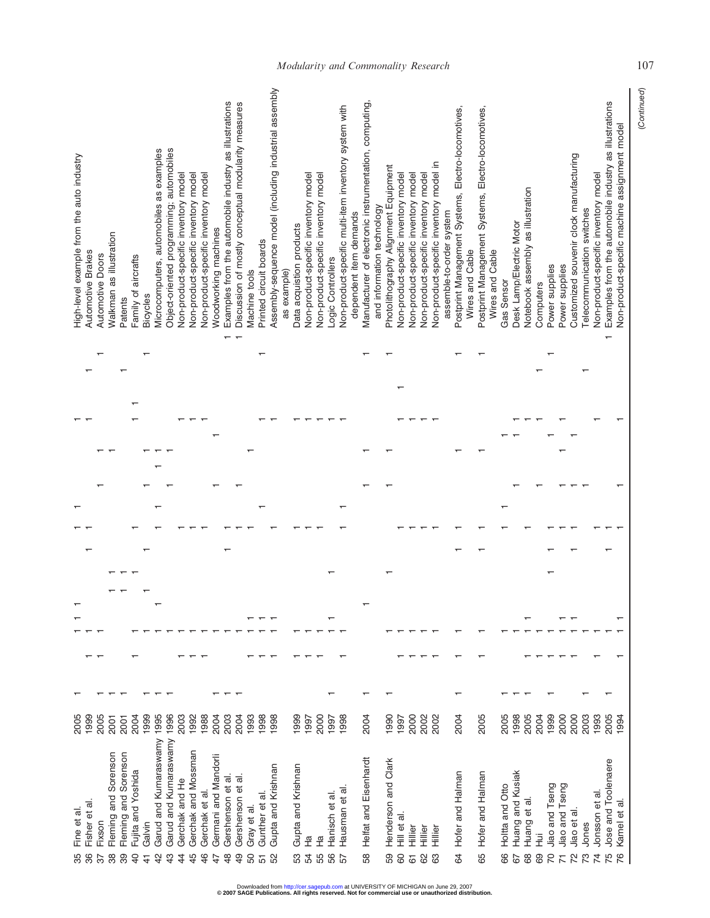| | | | | | | | | | | | | | | | | | | | | | |
|---|---|---|---|---|---|---|---|---|---|---|---|---|---|---|---|---|---|---|---|---|---|
| 35 | Fine et al. | 2005 | 1 | | 1 | 1 | | | 1 | 1 | | | | | 1 | | | | | | High-level example from the auto industry |
| 36 | Fisher et al. | 1999 | | 1 | 1 | | | 1 | 1 | | | | | | 1 | | | 1 | | | Automotive Brakes |
| 37 | Fixson | 2005 | 1 | 1 | 1 | | | | | | 1 | 1 | | | | | 1 | | | | Automotive Doors |
| 38 | Fleming and Sorenson | 2001 | 1 | | | 1 | 1 | | | | | 1 | | | | | | | | | Walkman as illustration |
| 39 | Fleming and Sorenson | 2001 | 1 | | | 1 | 1 | | | | | | | | | | | 1 | | | Patents |
| 40 | Fujita and Yoshida | 2004 | | 1 | 1 | | 1 | | 1 | | | | | | 1 | 1 | | | | | Family of aircrafts |
| 41 | Galvin | 1999 | 1 | | | 1 | | 1 | | | 1 | 1 | | | | | | | 1 | | Bicycles |
| 42 | Garud and Kumaraswamy | 1995 | 1 | | 1 | | | | 1 | 1 | | 1 | 1 | | | | | | | | Microcomputers, automobiles as examples |
| 43 | Garud and Kumaraswamy | 1996 | 1 | | | | | | | | 1 | 1 | | | | | | | | | Object-oriented programming; automobiles |
| 44 | Gerchak and He | 2003 | | 1 | 1 | | | | 1 | | | | | | 1 | | | | | | Non-product-specific inventory model |
| 45 | Gerchak and Mossman | 1992 | | 1 | 1 | | | | 1 | | | | | | 1 | | | | | | Non-product-specific inventory model |
| 46 | Gerchak et al. | 1988 | | 1 | 1 | | | | 1 | | | | | | 1 | | | | | | Non-product-specific inventory model |
| 47 | Germani and Mandorli | 2004 | 1 | | 1 | | | | 1 | | 1 | | | 1 | | | | | | | Woodworking machines |
| 48 | Gershenson et al. | 2003 | 1 | | 1 | | | 1 | 1 | | | | | | | | | | | 1 | Examples from the automobile industry as illustrations |
| 49 | Gershenson et al. | 2004 | 1 | | 1 | | | | 1 | | 1 | | | | | | | | | 1 | Discussion of mostly conceptual modularity measures |
| 50 | Gray et al. | 1993 | | 1 | 1 | | | | 1 | | | 1 | | | | | | | | | Machine tools |
| 51 | Gunther et al. | 1998 | | 1 | 1 | | | | | 1 | | | | | 1 | | | | 1 | | Printed circuit boards |
| 52 | Gupta and Krishnan | 1998 | | 1 | 1 | | | | 1 | | | | | | 1 | | | | | | Assembly-sequence model (including industrial assembly as example) |
| 53 | Gupta and Krishnan | 1999 | | 1 | 1 | | | | 1 | | | | | | 1 | | | | | | Data acquistion products |
| 54 | Ha | 1997 | | 1 | 1 | | | | 1 | | | | | | 1 | | | | | | Non-product-specific inventory model |
| 55 | Ha | 2000 | | 1 | 1 | | | | 1 | | | | | | 1 | | | | | | Non-product-specific inventory model |
| 56 | Hanisch et al. | 1997 | 1 | | 1 | | 1 | | | | | | | | 1 | | | | | | Logic Controllers |
| 57 | Hausman et al. | 1998 | | 1 | 1 | | | | 1 | 1 | | | | | 1 | | | | | | Non-product-specific multi-item inventory system with dependent item demands |
| 58 | Helfat and Eisenhardt | 2004 | 1 | | | 1 | | | | | 1 | 1 | | | | | | | 1 | | Manufacturer of electronic instrumentation, computing, and information technology |
| 59 | Henderson and Clark | 1990 | 1 | | 1 | | 1 | | | | 1 | 1 | | | | | | | 1 | | Photolithography Alignment Equipment |
| 60 | Hill et al. | 1997 | | 1 | 1 | | | | 1 | | | | | | 1 | | 1 | | | | Non-product-specific inventory model |
| 61 | Hillier | 2000 | | 1 | 1 | | | | 1 | | | | | | 1 | | | | | | Non-product-specific inventory model |
| 62 | Hillier | 2002 | | 1 | 1 | | | | 1 | | | | | | 1 | | | | | | Non-product-specific inventory model |
| 63 | Hillier | 2002 | | 1 | 1 | | | | 1 | | | | | | 1 | | | | | | Non-product-specific inventory model in assemble-to-order system |
| 64 | Hofer and Halman | 2004 | 1 | 1 | 1 | | | 1 | 1 | | | 1 | | | | | | | 1 | | Postprint Management Systems, Electro-locomotives, Wires and Cable |
| 65 | Hofer and Halman | 2005 | 1 | 1 | 1 | | | 1 | 1 | | | 1 | | | | | | | 1 | | Postprint Management Systems, Electro-locomotives, Wires and Cable |
| 66 | Hoitta and Otto | 2005 | 1 | | 1 | | | | 1 | 1 | | | | 1 | | | | | | | Gas Sensor |
| 67 | Huang and Kusiak | 1998 | 1 | | 1 | | | | | | 1 | | | 1 | 1 | | | | | | Desk Lamp/Electric Motor |
| 68 | Huang et al. | 2005 | 1 | 1 | 1 | | | | 1 | | | | | | 1 | | | | | | Notebook assembly as illustration |
| 69 | Hui | 2004 | | 1 | 1 | | | | | | 1 | | | | 1 | | | 1 | | | Computers |
| 70 | Jiao and Tseng | 1999 | 1 | 1 | 1 | | 1 | 1 | 1 | | | | | 1 | | | | | 1 | | Power supplies |
| 71 | Jiao and Tseng | 2000 | | 1 | 1 | | | | 1 | | | 1 | | | 1 | | | | | | Power supplies |
| 72 | Jiao et al. | 2000 | | 1 | 1 | | | 1 | 1 | | 1 | | | 1 | | | | | | | Customized souvenir clock manufacturing |
| 73 | Jones | 2003 | 1 | | 1 | | | | | | 1 | | | | | | | 1 | | | Telecommunication switches |
| 74 | Jonsson et al. | 1993 | | 1 | 1 | | | | 1 | | | | | | 1 | | | | | | Non-product-specific inventory model |
| 75 | Jose and Toolenaere | 2005 | 1 | | 1 | | | 1 | 1 | | | | | | | | | | | 1 | Examples from the automobile industry as illustrations |
| 76 | Kamel et al. | 1994 | | 1 | 1 | | | | 1 | | 1 | | | | 1 | | | | | | Non-product-specific machine assignment model |

(Continued)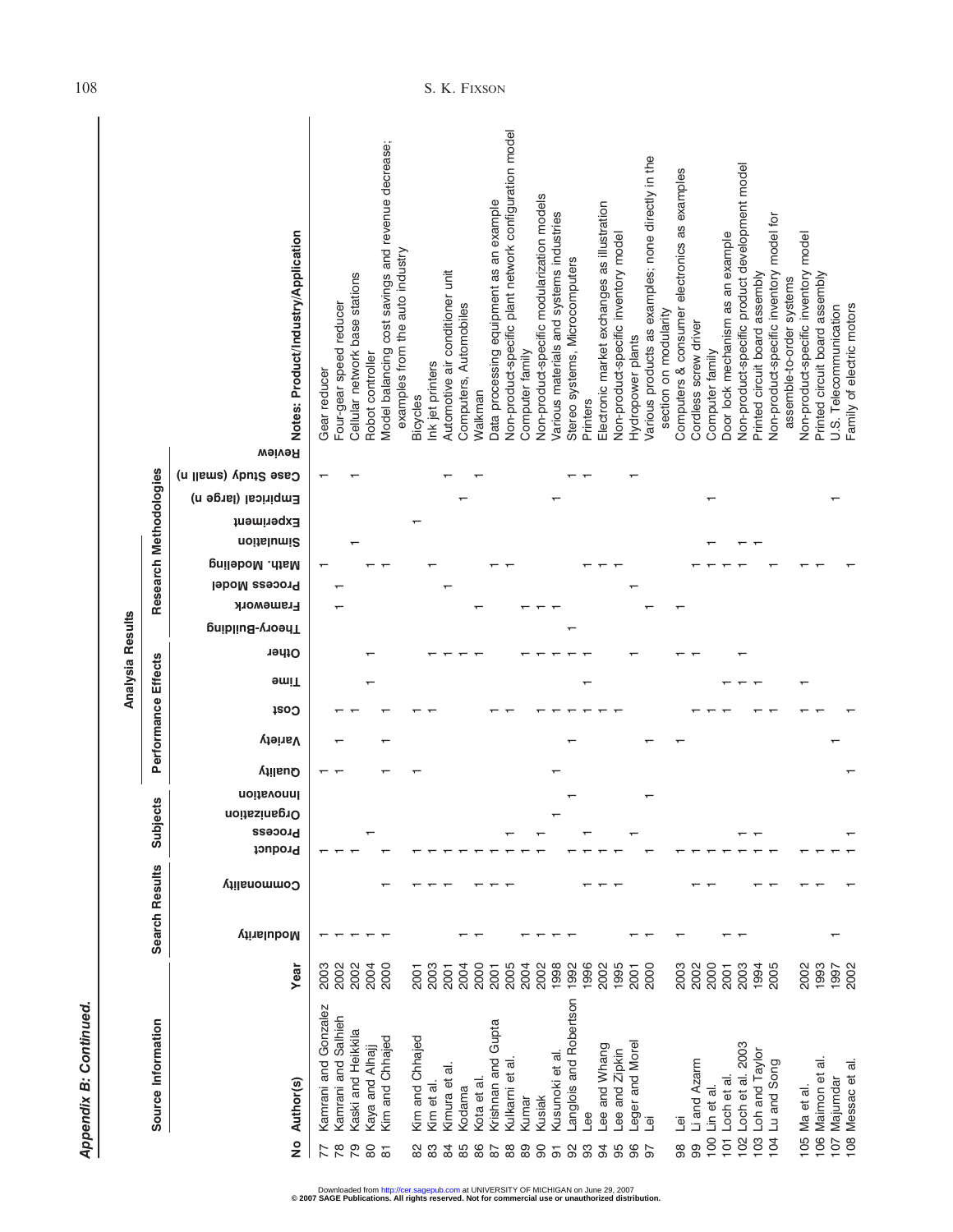## Appendix B: Continued.

| | Source Information | | Search Results | | Analysis Results | | | | | | | | | Research Methodologies | | | | | | | | | |
|---|---|---|---|---|---|---|---|---|---|---|---|---|---|---|---|---|---|---|---|---|---|---|---|
| | | | | | Subjects | | | | Performance Effects | | | | | | | | | | | | | | |
| No | Author(s) | Year | Modularity | Commonality | Product | Process | Organization | Innovation | Quality | Variety | Cost | Time | Other | Theory-Building | Framework | Process Model | Math. Modeling | Simulation | Experiment | Empirical (large n) | Case Study (small n) | Review | Notes: Product/Industry/Application |
| 77 | Kamrani and Gonzalez | 2003 | 1 | | 1 | | | | 1 | | | | | | | | 1 | | | | 1 | | Gear reducer |
| 78 | Kamrani and Salhieh | 2002 | 1 | | 1 | | | | 1 | 1 | 1 | | | | 1 | 1 | | | | | | | Four-gear speed reducer |
| 79 | Kaski and Heikkila | 2002 | 1 | | 1 | | | | | | 1 | | | | | | | 1 | | | 1 | | Cellular network base stations |
| 80 | Kaya and Alhajj | 2004 | 1 | | | 1 | | | | | | 1 | 1 | | | | 1 | | | | | | Robot controller |
| 81 | Kim and Chhajed | 2000 | 1 | 1 | 1 | | | | 1 | 1 | 1 | | | | | | 1 | | | | | | Model balancing cost savings and revenue decrease; examples from the auto industry |
| 82 | Kim and Chhajed | 2001 | | 1 | 1 | | | | 1 | | 1 | | 1 | | | | | | 1 | | | | Bicycles |
| 83 | Kim et al. | 2003 | | 1 | 1 | | | | | | 1 | | 1 | | | | 1 | | | | | | Ink jet printers |
| 84 | Kimura et al. | 2001 | | 1 | 1 | | | | | | | | 1 | | | 1 | | | | | 1 | | Automotive air conditioner unit |
| 85 | Kodama | 2004 | 1 | | 1 | | | | | | | | 1 | | | | | | | 1 | | | Computers, Automobiles |
| 86 | Kota et al. | 2000 | 1 | 1 | 1 | | | | | | | | 1 | | 1 | | | | | | 1 | | Walkman |
| 87 | Krishnan and Gupta | 2001 | | 1 | 1 | | | | | | 1 | | | | | | 1 | | | | | | Data processing equipment as an example |
| 88 | Kulkarni et al. | 2005 | | 1 | 1 | 1 | | | | | 1 | | | | | | 1 | | | | | | Non-product-specific plant network configuration model |
| 89 | Kumar | 2004 | 1 | | 1 | | | | | | | | 1 | | 1 | | | | | | | | Computer family |
| 90 | Kusiak | 2002 | 1 | | 1 | 1 | | | | | 1 | | 1 | | 1 | | | | | | | | Non-product-specific modularization models |
| 91 | Kusunoki et al. | 1998 | 1 | | | | 1 | | 1 | | 1 | | 1 | | 1 | | | | | 1 | | | Various materials and systems industries |
| 92 | Langlois and Robertson | 1992 | 1 | | | | | 1 | | 1 | 1 | | 1 | 1 | | | | | | | 1 | | Stereo systems, Microcomputers |
| 93 | Lee | 1996 | | 1 | 1 | 1 | | | | | 1 | 1 | 1 | | | | 1 | | | | 1 | | Printers |
| 94 | Lee and Whang | 2002 | | 1 | 1 | | | | | | 1 | | | | | | 1 | | | | | | Electronic market exchanges as illustration |
| 95 | Lee and Zipkin | 1995 | | 1 | 1 | | | | | | 1 | | | | | | 1 | | | | | | Non-product-specific inventory model |
| 96 | Leger and Morel | 2001 | 1 | | | 1 | | | | | | | | | | 1 | | | | | 1 | | Hydropower plants |
| 97 | Lei | 2000 | 1 | | 1 | | | 1 | | 1 | | | 1 | | 1 | | | | | | | | Various products as examples; none directly in the section on modularity |
| 98 | Lei | 2003 | 1 | | 1 | | | | | 1 | | | 1 | | 1 | | | | | | | | Computers & consumer electronics as examples |
| 99 | Li and Azarm | 2002 | | 1 | 1 | | | | | | 1 | | 1 | | | | 1 | | | | | | Cordless screw driver |
| 100 | Lin et al. | 2000 | | 1 | 1 | | | | | | 1 | | | | | | 1 | 1 | | 1 | | | Computer family |
| 101 | Loch et al. | 2001 | 1 | | 1 | | | | | | 1 | 1 | | | | | 1 | | | | | | Door lock mechanism as an example |
| 102 | Loch et al. 2003 | 2003 | 1 | | 1 | 1 | | | | | | 1 | 1 | | | | 1 | 1 | | | | | Non-product-specific product development model |
| 103 | Loh and Taylor | 1994 | | 1 | 1 | 1 | | | | | | 1 | | | | | | 1 | | | | | Printed circuit board assembly |
| 104 | Lu and Song | 2005 | | 1 | 1 | | | | | | 1 | | | | | | 1 | | | | | | Non-product-specific inventory model for assemble-to-order systems |
| 105 | Ma et al. | 2002 | | 1 | 1 | | | | | | 1 | 1 | | | | | 1 | | | | | | Non-product-specific inventory model |
| 106 | Maimon et al. | 1993 | | 1 | 1 | | | | | | 1 | | | | | | 1 | | | | | | Printed circuit board assembly |
| 107 | Majumdar | 1997 | 1 | | 1 | | | | 1 | 1 | | | | | | | | | | 1 | | | U.S. Telecommunication |
| 108 | Messac et al. | 2002 | | 1 | 1 | 1 | | | | | 1 | | | | | | 1 | | | | | | Family of electric motors |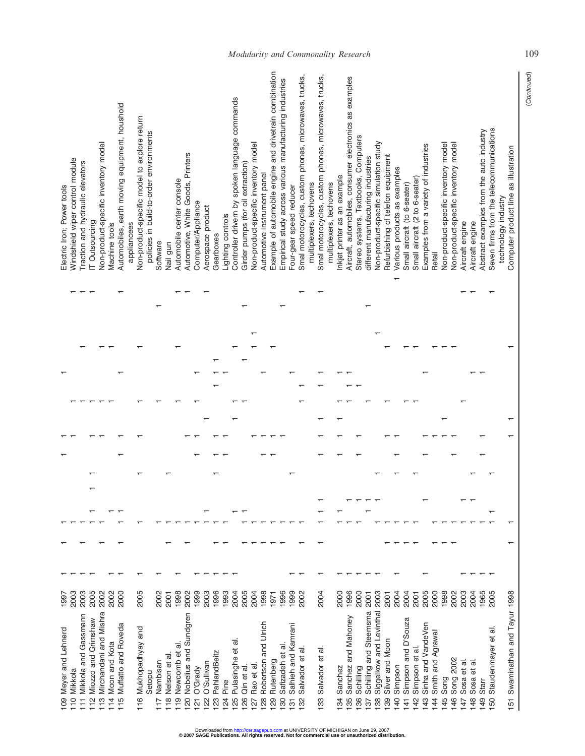| No. | Author(s) | Year | | | | | | | | | | | | | Example/Context |
|---|---|---|---|---|---|---|---|---|---|---|---|---|---|---|---|
| 109 | Meyer and Lehnerd | 1997 | 1 | 1 | 1 | | | 1 | 1 | | | 1 | | | Electric Iron; Power tools |
| 110 | Mikkola | 2003 | 1 | 1 | 1 | | | | 1 | 1 | | | | 1 | Windshield wiper control module |
| 111 | Mikkola and Gassmann | 2003 | 1 | 1 | 1 | | | | | 1 | | | 1 | 1 | Traction and hydraulic elevators |
| 112 | Miozzo and Grimshaw | 2005 | 1 | | 1 | | 1 | | 1 | 1 | | | | 1 | IT Outsourcing |
| 113 | Mirchandani and Mishra | 2002 | | 1 | 1 | 1 | | | 1 | 1 | | | 1 | | Non-product-specific inventory model |
| 114 | Moon and Kota | 2002 | 1 | | | 1 | | | | 1 | | | 1 | | Machine tools |
| 115 | Muffatto and Roveda | 2000 | 1 | 1 | 1 | 1 | | 1 | 1 | | | 1 | | 1 | Automobiles, earth moving equipment, houshold appliancees |
| 116 | Mukhopadhyay and Setopu | 2005 | 1 | | 1 | | 1 | | 1 | 1 | | | 1 | | Non-product-specific model to explore return policies in build-to-order environments |
| 117 | Nambisan | 2002 | 1 | | 1 | | | | | 1 | | | | 1 | Software |
| 118 | Nelson et al. | 2001 | | 1 | 1 | | 1 | | | | | | | | Nail gun |
| 119 | Newcomb et al. | 1998 | 1 | | 1 | | | | | 1 | | | 1 | 1 | Automobile center console |
| 120 | Nobelius and Sundgren | 2002 | | 1 | 1 | | | | 1 | | | | | 1 | Automotive, White Goods, Printers |
| 121 | O'Grady | 1999 | 1 | | 1 | | | 1 | 1 | 1 | | 1 | | | Computer/Appliance |
| 122 | O'Sullivan | 2003 | 1 | | 1 | 1 | | | | | 1 | | | 1 | Aerospace product |
| 123 | PahlandBeitz | 1996 | 1 | 1 | 1 | | 1 | 1 | 1 | | | 1 | 1 | | Gearboxes |
| 124 | Pine | 1993 | 1 | 1 | 1 | | | 1 | 1 | | | 1 | 1 | | Lighting controls |
| 125 | Pulasinghe et al. | 2004 | | 1 | | 1 | | | | 1 | 1 | | | 1 | Controller drivern by spoken language commands |
| 126 | Qin et al. | 2005 | | 1 | 1 | 1 | | | | 1 | | | 1 | 1 | Girder pumps (for oil extraction) |
| 127 | Rao et al. | 2004 | | 1 | 1 | | | | 1 | | | | | 1 | Non-product-specific inventory model |
| 128 | Robertson and Ulrich | 1998 | | 1 | 1 | | | 1 | 1 | | | 1 | | | Automotive instrument panel |
| 129 | Rutenberg | 1971 | | 1 | 1 | | | 1 | 1 | | | | | 1 | Example of automobile engine and drivetrain combination |
| 130 | Safizadeh et al. | 1996 | | 1 | 1 | | | | 1 | | | | | | Empirical study across various manufacturing industries |
| 131 | Salhieh and Kamrani | 1999 | 1 | | 1 | | 1 | | | | | 1 | | 1 | Four-gear speed reducer |
| 132 | Salvador et al. | 2002 | 1 | 1 | 1 | | | | | 1 | 1 | | | 1 | Smal motorocycles, custom phones, microwaves, trucks, multiplexers, techovens |
| 133 | Salvador et al. | 2004 | | 1 | 1 | 1 | | 1 | 1 | 1 | 1 | 1 | | 1 | Smal motorocycles, custom phones, microwaves, trucks, multiplexers, techovens |
| 134 | Sanchez | 2000 | 1 | | 1 | | | 1 | 1 | 1 | | 1 | | | Inkjet printer as an example |
| 135 | Sanchez and Mahoney | 1996 | 1 | 1 | 1 | 1 | | | 1 | 1 | 1 | 1 | | | Aircraft, automobiles, consumer electronics as examples |
| 136 | Schilling | 2000 | 1 | 1 | 1 | 1 | | 1 | 1 | | 1 | | | | Stereo systems, Textbooks, Computers |
| 137 | Schilling and Steemsma | 2001 | 1 | | 1 | 1 | | | | | | | | 1 | different manufacturing industries |
| 138 | Siggelkow and Levinthal | 2003 | 1 | | 1 | 1 | 1 | | | 1 | | | 1 | | Non-product-specific simulation study |
| 139 | Silver and Moon | 2001 | | 1 | 1 | | | 1 | 1 | 1 | | | 1 | | Refurbishing of telefon equipment |
| 140 | Simpson | 2004 | 1 | 1 | 1 | | 1 | 1 | 1 | | | | | 1 | Various products as examples |
| 141 | Simpson and D'Souza | 2004 | | 1 | 1 | | | | | 1 | | 1 | 1 | | Small aircraft (to 6-seater) |
| 142 | Simpson et al. | 2001 | | 1 | 1 | | 1 | | | 1 | | | 1 | | Small aircraft (2 to 6-seater) |
| 143 | Sinha and VandeVen | 2005 | 1 | | | 1 | | 1 | 1 | | | 1 | | | Examples from a variety of industries |
| 144 | Smith and Agrawal | 2000 | | 1 | 1 | | | | 1 | | | | 1 | | Retail |
| 145 | Song | 1998 | | 1 | 1 | | | | 1 | 1 | | | 1 | | Non-product-specific inventory model |
| 146 | Song 2002 | 2002 | | 1 | 1 | | | 1 | 1 | | | | 1 | | Non-product-specific inventory model |
| 147 | Sosa et al. | 2003 | 1 | | 1 | 1 | | | | 1 | | | | 1 | Aircraft engine |
| 148 | Sosa et al. | 2004 | 1 | | 1 | 1 | 1 | | | | | 1 | | 1 | Aircraft engine |
| 149 | Starr | 1965 | 1 | 1 | 1 | | | 1 | 1 | | | 1 | | | Abstract examples from the auto industry |
| 150 | Staudenmayer et al. | 2005 | 1 | | 1 | 1 | 1 | | | | | | | 1 | Seven firms from the telecommunications technology industry |
| 151 | Swaminathan and Tayur | 1998 | | 1 | 1 | | | | 1 | 1 | | | 1 | | Computer product line as illustration |

(Continued)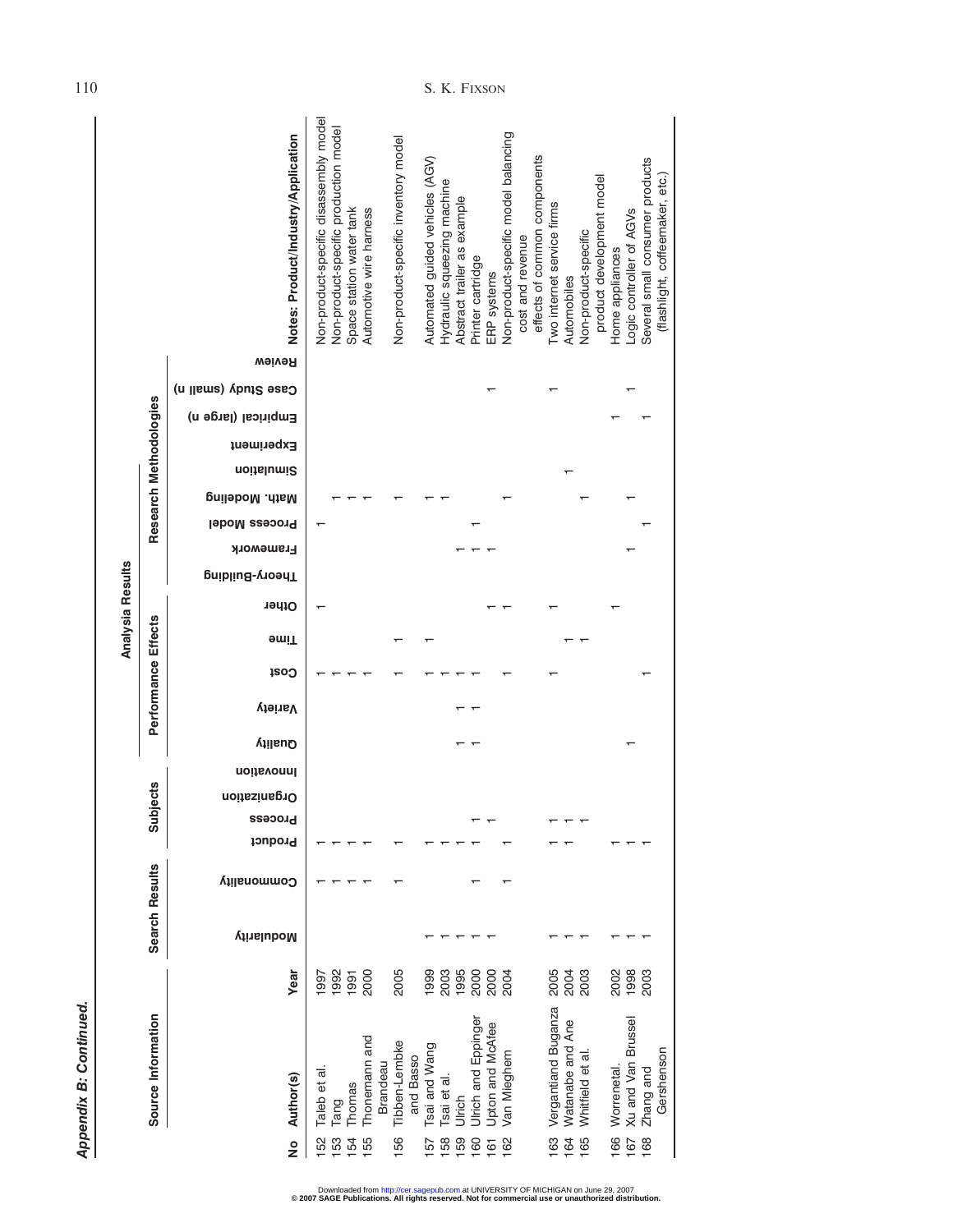***Appendix B: Continued.***

| Source Information | | | Search Results | | Analysis Results | | | | | | | | | | | | | | | | | | |
|---|---|---|---|---|---|---|---|---|---|---|---|---|---|---|---|---|---|---|---|---|---|---|---|
| | | | | | Subjects | | | | Performance Effects | | | | | Research Methodologies | | | | | | | | | |
| No | Author(s) | Year | Modularity | Commonality | Product | Process | Organization | Innovation | Quality | Variety | Cost | Time | Other | Theory-Building | Framework | Process Model | Math. Modeling | Simulation | Experiment | Empirical (large n) | Case Study (small n) | Review | Notes: Product/Industry/Application |
| 152 | Taleb et al. | 1997 | | 1 | 1 | | | | | | 1 | | 1 | | | 1 | | | | | | | Non-product-specific disassembly model |
| 153 | Tang | 1992 | | 1 | 1 | | | | | | 1 | | | | | | 1 | | | | | | Non-product-specific production model |
| 154 | Thomas | 1991 | | 1 | 1 | | | | | | 1 | | | | | | 1 | | | | | | Space station water tank |
| 155 | Thonemann and Brandeau | 2000 | | 1 | 1 | | | | | | 1 | | | | | | 1 | | | | | | Automotive wire harness |
| 156 | Tibben-Lembke and Basso | 2005 | | 1 | 1 | | | | | | 1 | 1 | | | | | 1 | | | | | | Non-product-specific inventory model |
| 157 | Tsai and Wang | 1999 | 1 | | 1 | | | | | | 1 | 1 | | | | | 1 | | | | | | Automated guided vehicles (AGV) |
| 158 | Tsai et al. | 2003 | 1 | | 1 | | | | | | 1 | | | | | | 1 | | | | | | Hydraulic squeezing machine |
| 159 | Ulrich | 1995 | 1 | | 1 | | | | 1 | 1 | 1 | | | | 1 | | | | | | | | Abstract trailer as example |
| 160 | Ulrich and Eppinger | 2000 | 1 | 1 | 1 | 1 | | | 1 | 1 | 1 | | | | 1 | 1 | | | | | | | Printer cartridge |
| 161 | Upton and McAfee | 2000 | 1 | | | 1 | | | | | | | 1 | | 1 | | | | | | 1 | | ERP systems |
| 162 | Van Mieghem | 2004 | | 1 | 1 | | | | | | 1 | | 1 | | | | 1 | | | | | | Non-product-specific model balancing cost and revenue effects of common components |
| 163 | Vergantiand Buganza | 2005 | 1 | | 1 | 1 | | | | | 1 | | 1 | | | | | | | | 1 | | Two internet service firms |
| 164 | Watanabe and Ane | 2004 | 1 | | 1 | 1 | | | | | | 1 | | | | | | 1 | | | | | Automobiles |
| 165 | Whitfield et al. | 2003 | 1 | | | 1 | | | | | | 1 | | | | | 1 | | | | | | Non-product-specific product development model |
| 166 | Worrenetal. | 2002 | 1 | | 1 | | | | | | | | 1 | | | | | | | 1 | | | Home appliances |
| 167 | Xu and Van Brussel | 1998 | 1 | | 1 | | | | 1 | | | | | | 1 | | 1 | | | | 1 | | Logic controller of AGVs |
| 168 | Zhang and Gershenson | 2003 | 1 | | 1 | | | | | | 1 | | | | | 1 | | | | 1 | | | Several small consumer products (flashlight, coffeemaker, etc.) |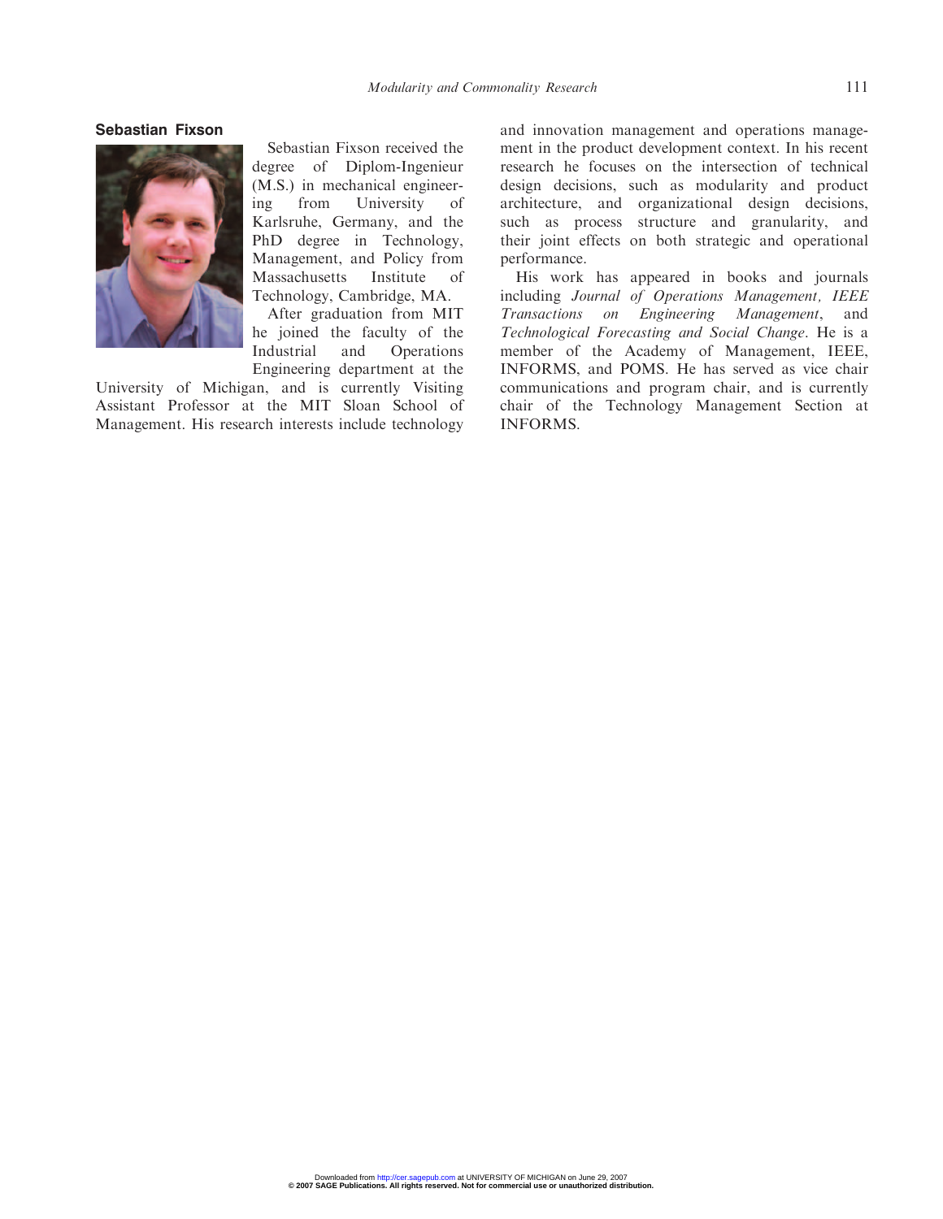**Sebastian Fixson**

Sebastian Fixson received the degree of Diplom-Ingenieur (M.S.) in mechanical engineering from University of Karlsruhe, Germany, and the PhD degree in Technology, Management, and Policy from Massachusetts Institute of Technology, Cambridge, MA.

After graduation from MIT he joined the faculty of the Industrial and Operations Engineering department at the University of Michigan, and is currently Visiting Assistant Professor at the MIT Sloan School of Management. His research interests include technology and innovation management and operations management in the product development context. In his recent research he focuses on the intersection of technical design decisions, such as modularity and product architecture, and organizational design decisions, such as process structure and granularity, and their joint effects on both strategic and operational performance.

His work has appeared in books and journals including *Journal of Operations Management, IEEE Transactions on Engineering Management*, and *Technological Forecasting and Social Change*. He is a member of the Academy of Management, IEEE, INFORMS, and POMS. He has served as vice chair communications and program chair, and is currently chair of the Technology Management Section at INFORMS.